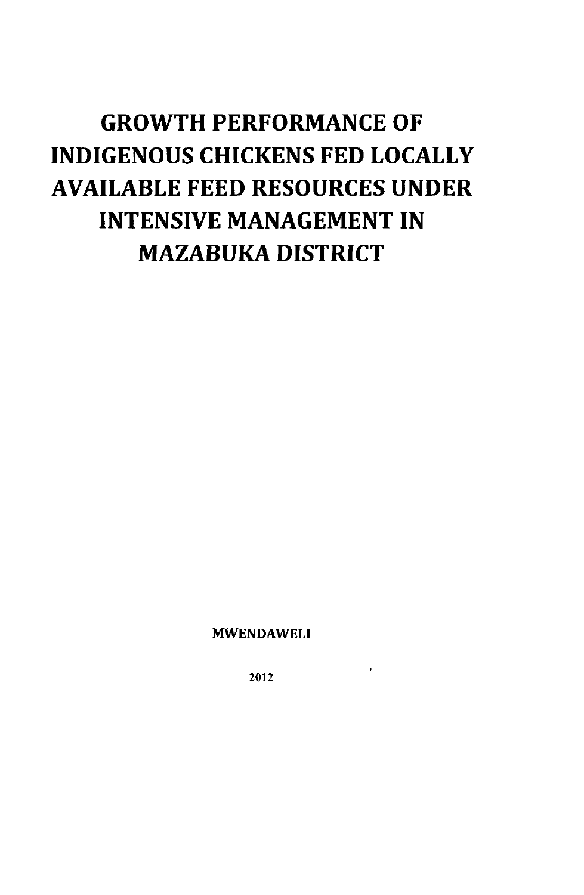# GROWTH PERFORMANCE OF INDIGENOUS CHICKENS FED LOCALLY AVAILABLE FEED RESOURCES UNDER INTENSIVE MANAGEMENT IN MAZABUKA DISTRICT

MWENDAWELI

2012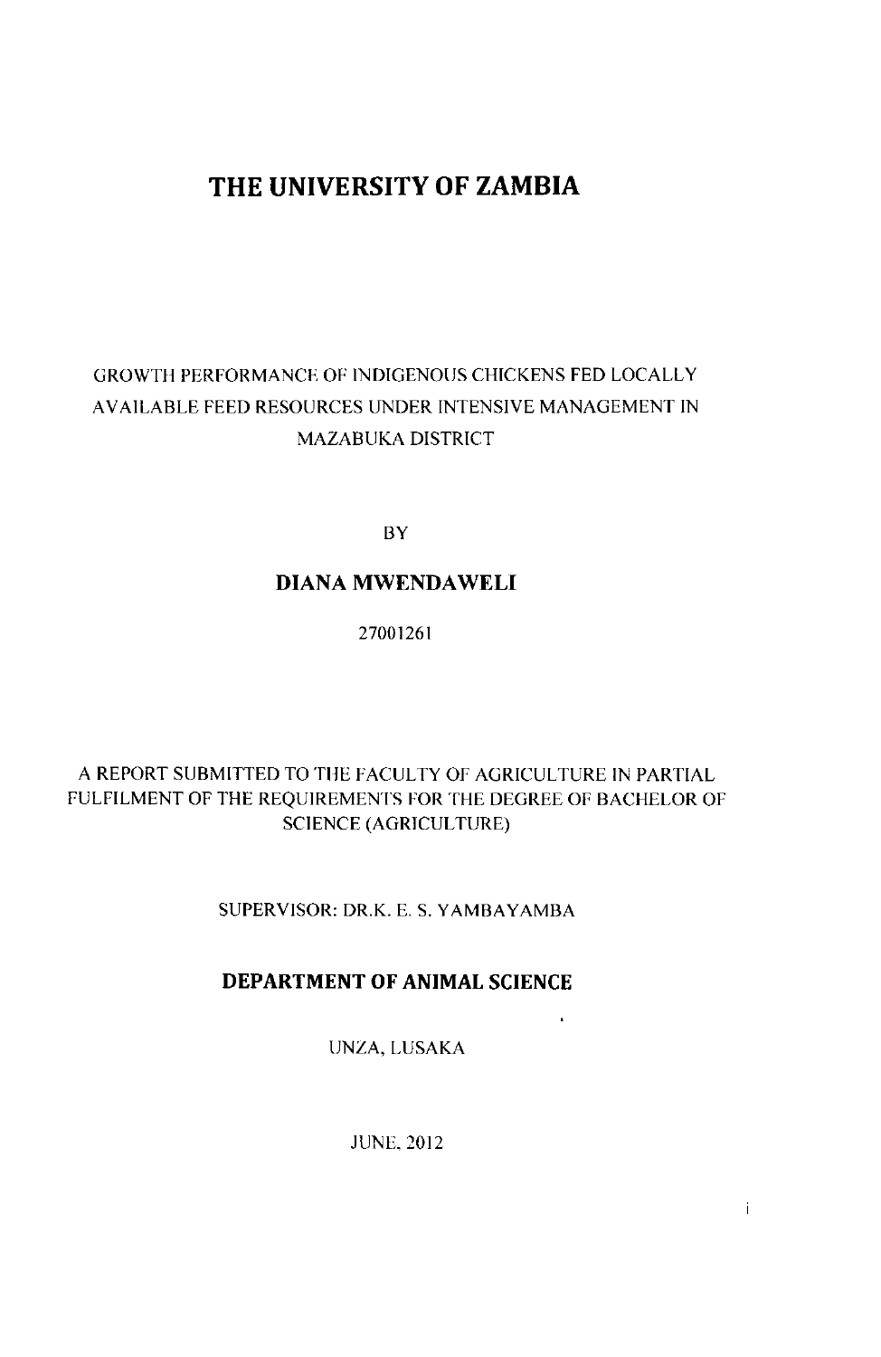# THE UNIVERSITY OF ZAMBIA

GROWTH PERFORMANCE OF INDIGENOUS CHICKENS FED LOCALLY AVAILABLE FEED RESOURCES UNDER INTENSIVE MANAGEMENT IN MAZABUKA DISTRICT

BY

**DIANA MWENDAWELI**

27001261

A REPORT SUBMITTED TO THE FACULTY OF AGRICULTURE IN PARTIAL FULFILMENT OF THE REQUIREMENTS FOR THE DEGREE OF BACHELOR OF SCIENCE (AGRICULTURE)

SUPERVISOR: DR.K. E. S. YAMBAYAMBA

**DEPARTMENT OF ANIMAL SCIENCE**

UNZA, LUSAKA

JUNE, 2012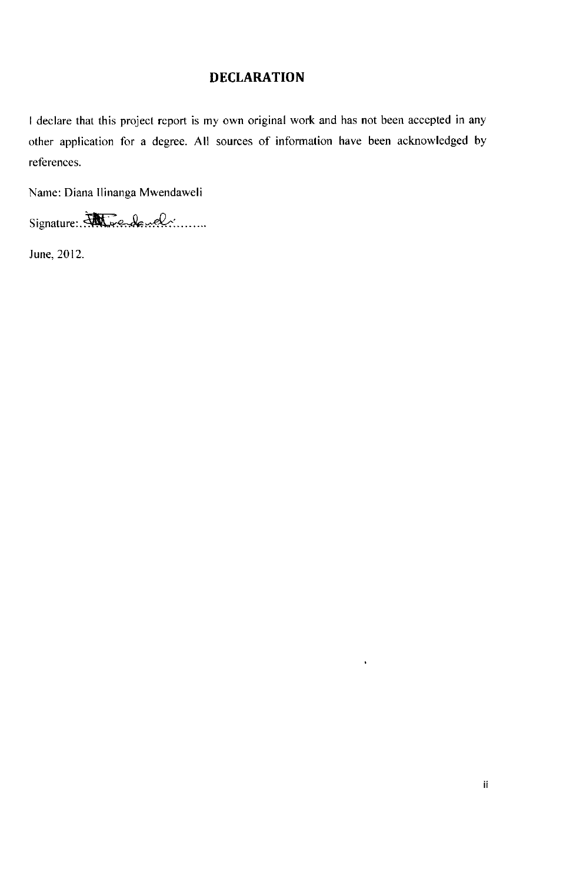## DECLARATION

I declare that this project report is my own original work and has not been accepted in any other application for a degree. All sources of information have been acknowledged by references.

Name: Diana Ilinanga Mwendaweli

Signature:...............................

June, 2012.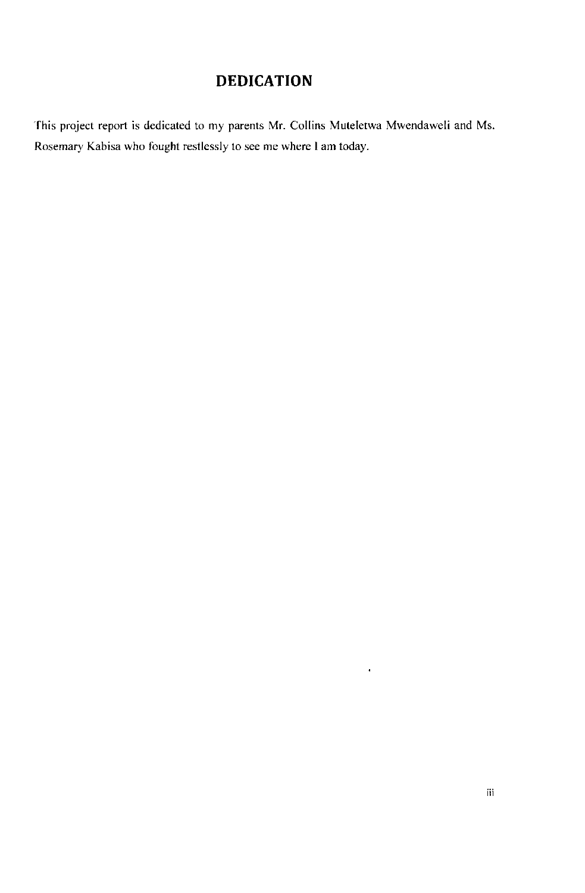# DEDICATION

This project report is dedicated to my parents Mr. Collins Muteletwa Mwendaweli and Ms. Rosemary Kabisa who fought restlessly to see me where I am today.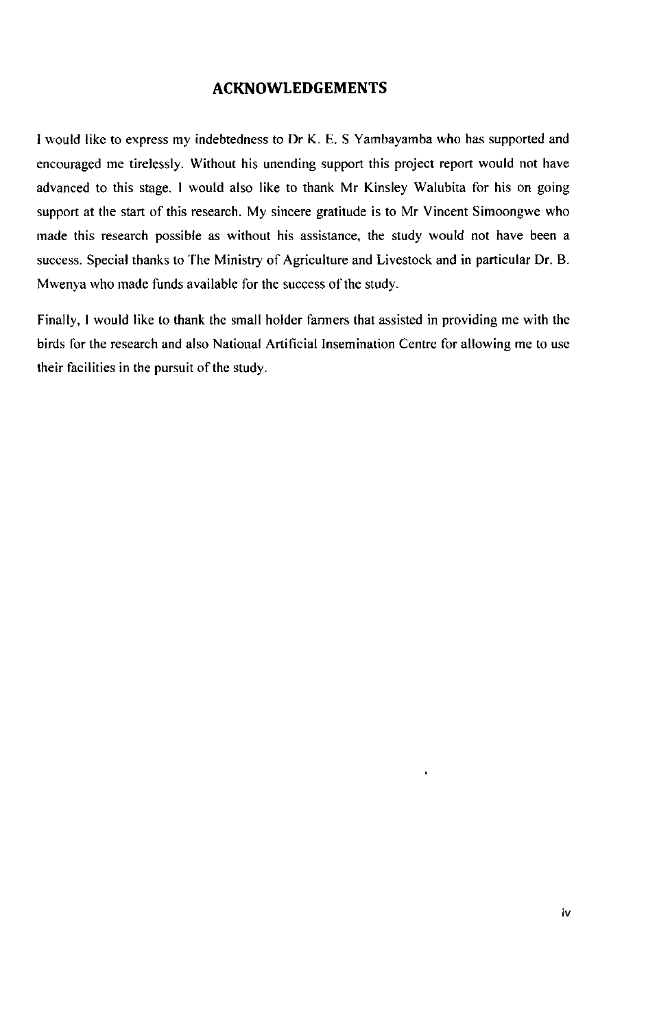## ACKNOWLEDGEMENTS

I would like to express my indebtedness to Dr K. E. S Yambayamba who has supported and encouraged me tirelessly. Without his unending support this project report would not have advanced to this stage. I would also like to thank Mr Kinsley Walubita for his on going support at the start of this research. My sincere gratitude is to Mr Vincent Simoongwe who made this research possible as without his assistance, the study would not have been a success. Special thanks to The Ministry of Agriculture and Livestock and in particular Dr. B. Mwenya who made funds available for the success of the study.

Finally, I would like to thank the small holder farmers that assisted in providing me with the birds for the research and also National Artificial Insemination Centre for allowing me to use their facilities in the pursuit of the study.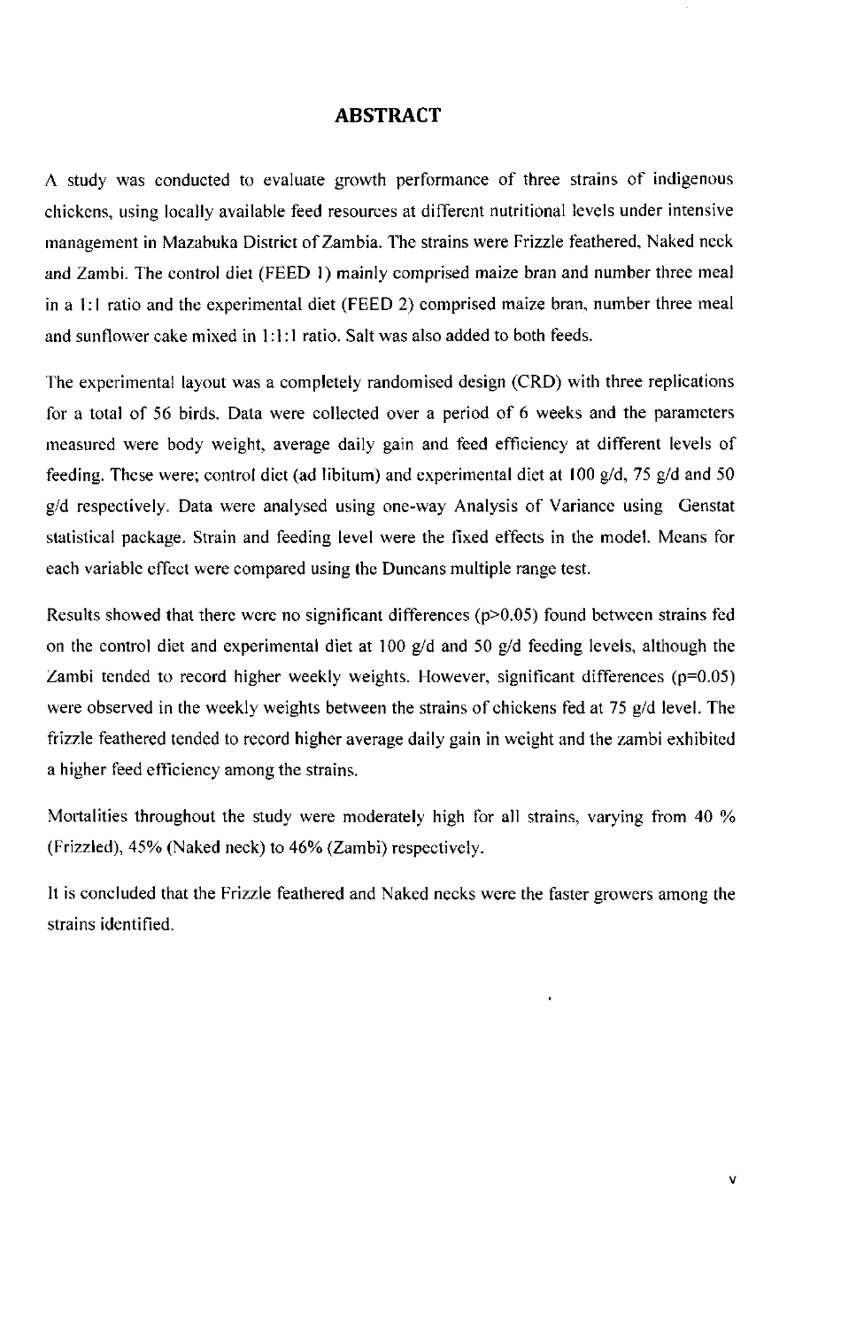# ABSTRACT

A study was conducted to evaluate growth performance of three strains of indigenous chickens, using locally available feed resources at different nutritional levels under intensive management in Mazabuka District of Zambia. The strains were Frizzle feathered, Naked neck and Zambi. The control diet (FEED 1) mainly comprised maize bran and number three meal in a 1:1 ratio and the experimental diet (FEED 2) comprised maize bran, number three meal and sunflower cake mixed in 1:1:1 ratio. Salt was also added to both feeds.

The experimental layout was a completely randomised design (CRD) with three replications for a total of 56 birds. Data were collected over a period of 6 weeks and the parameters measured were body weight, average daily gain and feed efficiency at different levels of feeding. These were; control diet (ad libitum) and experimental diet at 100 g/d, 75 g/d and 50 g/d respectively. Data were analysed using one-way Analysis of Variance using Genstat statistical package. Strain and feeding level were the fixed effects in the model. Means for each variable effect were compared using the Duncans multiple range test.

Results showed that there were no significant differences ($p>0.05$) found between strains fed on the control diet and experimental diet at 100 g/d and 50 g/d feeding levels, although the Zambi tended to record higher weekly weights. However, significant differences ($p=0.05$) were observed in the weekly weights between the strains of chickens fed at 75 g/d level. The frizzle feathered tended to record higher average daily gain in weight and the zambi exhibited a higher feed efficiency among the strains.

Mortalities throughout the study were moderately high for all strains, varying from 40 % (Frizzled), 45% (Naked neck) to 46% (Zambi) respectively.

It is concluded that the Frizzle feathered and Naked necks were the faster growers among the strains identified.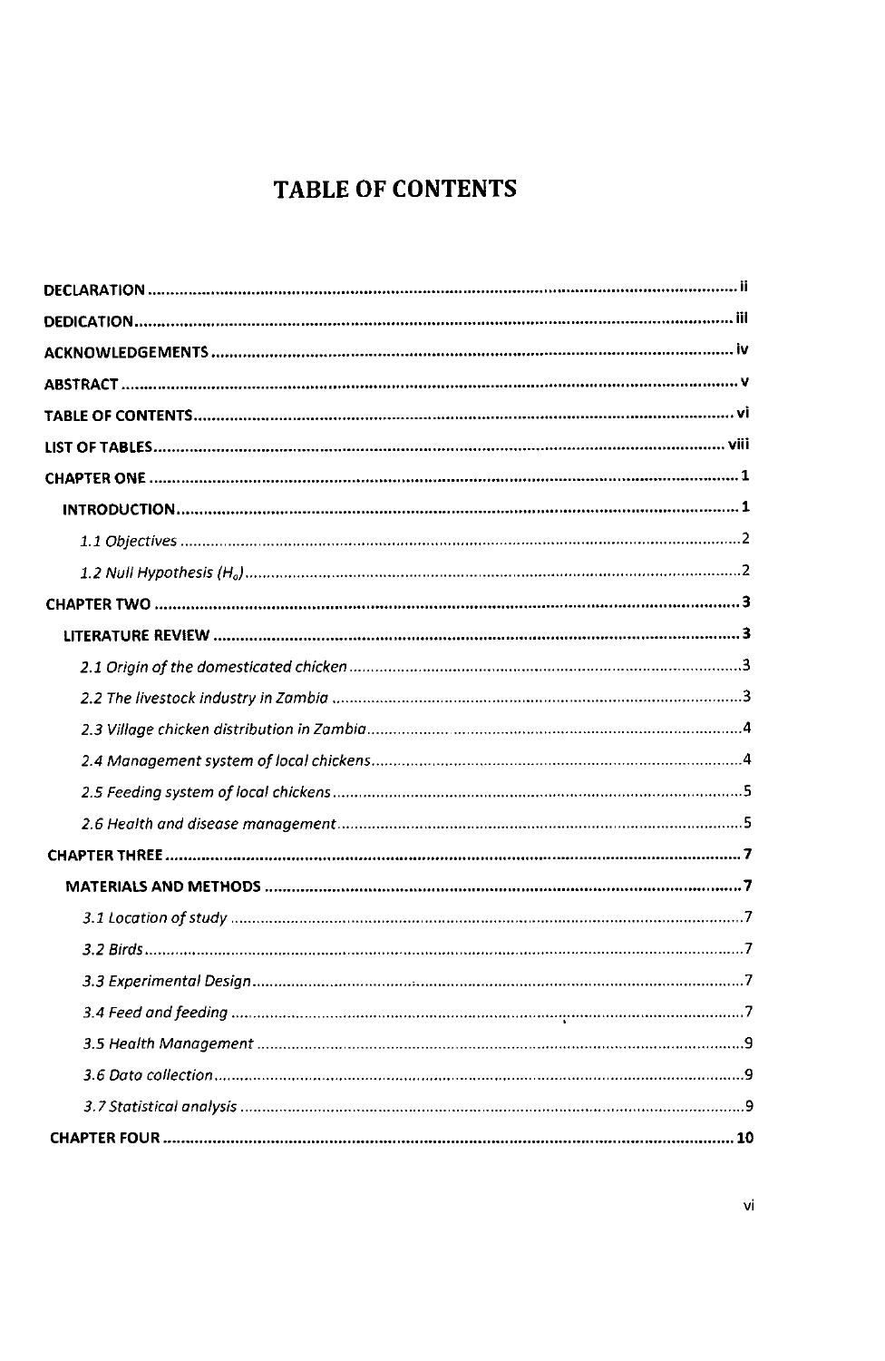# TABLE OF CONTENTS

DECLARATION ............................................................................................................ ii

DEDICATION............................................................................................................. iii

ACKNOWLEDGEMENTS ............................................................................................... iv

ABSTRACT ................................................................................................................ v

TABLE OF CONTENTS................................................................................................. vi

LIST OF TABLES ........................................................................................................ viii

CHAPTER ONE ............................................................................................................ 1

INTRODUCTION.......................................................................................................... 1

*1.1 Objectives* ............................................................................................................ 2

*1.2 Null Hypothesis ($H_o$)* ........................................................................................... 2

CHAPTER TWO ............................................................................................................ 3

LITERATURE REVIEW ................................................................................................. 3

*2.1 Origin of the domesticated chicken* ........................................................................ 3

*2.2 The livestock industry in Zambia* ........................................................................... 3

*2.3 Village chicken distribution in Zambia* .................................................................... 4

*2.4 Management system of local chickens* .................................................................. 4

*2.5 Feeding system of local chickens* .......................................................................... 5

*2.6 Health and disease management* .......................................................................... 5

CHAPTER THREE ......................................................................................................... 7

MATERIALS AND METHODS ....................................................................................... 7

*3.1 Location of study* ................................................................................................... 7

*3.2 Birds* .................................................................................................................... 7

*3.3 Experimental Design* .............................................................................................. 7

*3.4 Feed and feeding* .................................................................................................. 7

*3.5 Health Management* .............................................................................................. 9

*3.6 Data collection* ...................................................................................................... 9

*3.7 Statistical analysis* ................................................................................................. 9

CHAPTER FOUR ........................................................................................................... 10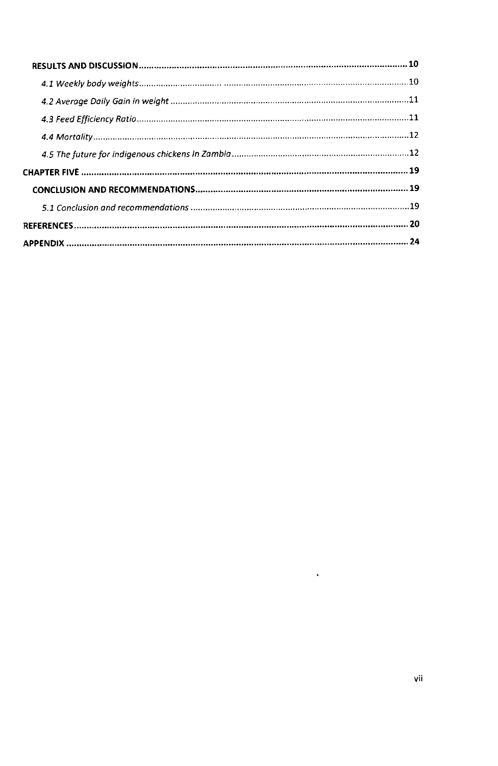RESULTS AND DISCUSSION ........................................................................................................ 10

*4.1 Weekly body weights* ........................................................................................................ 10

*4.2 Average Daily Gain in weight* ........................................................................................... 11

*4.3 Feed Efficiency Ratio* ........................................................................................................ 11

*4.4 Mortality* ............................................................................................................................ 12

*4.5 The future for indigenous chickens in Zambia* ................................................................. 12

CHAPTER FIVE ........................................................................................................................... 19

CONCLUSION AND RECOMMENDATIONS .............................................................................. 19

*5.1 Conclusion and recommendations* ................................................................................... 19

REFERENCES ............................................................................................................................... 20

APPENDIX .................................................................................................................................... 24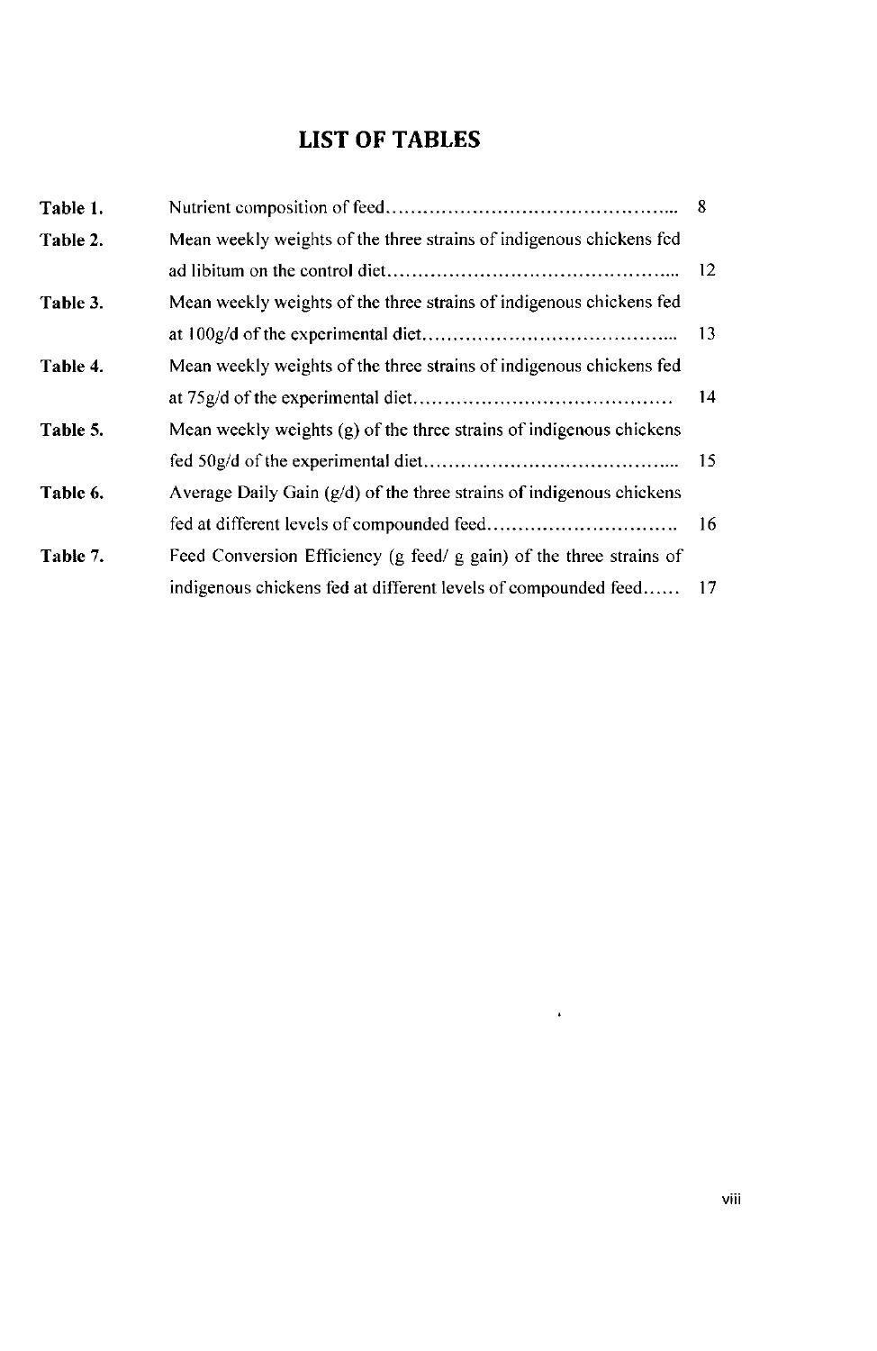# LIST OF TABLES

| | | |
|---|---|---|
| **Table 1.** | Nutrient composition of feed | 8 |
| **Table 2.** | Mean weekly weights of the three strains of indigenous chickens fed ad libitum on the control diet | 12 |
| **Table 3.** | Mean weekly weights of the three strains of indigenous chickens fed at 100g/d of the experimental diet | 13 |
| **Table 4.** | Mean weekly weights of the three strains of indigenous chickens fed at 75g/d of the experimental diet | 14 |
| **Table 5.** | Mean weekly weights (g) of the three strains of indigenous chickens fed 50g/d of the experimental diet | 15 |
| **Table 6.** | Average Daily Gain (g/d) of the three strains of indigenous chickens fed at different levels of compounded feed | 16 |
| **Table 7.** | Feed Conversion Efficiency (g feed/ g gain) of the three strains of indigenous chickens fed at different levels of compounded feed | 17 |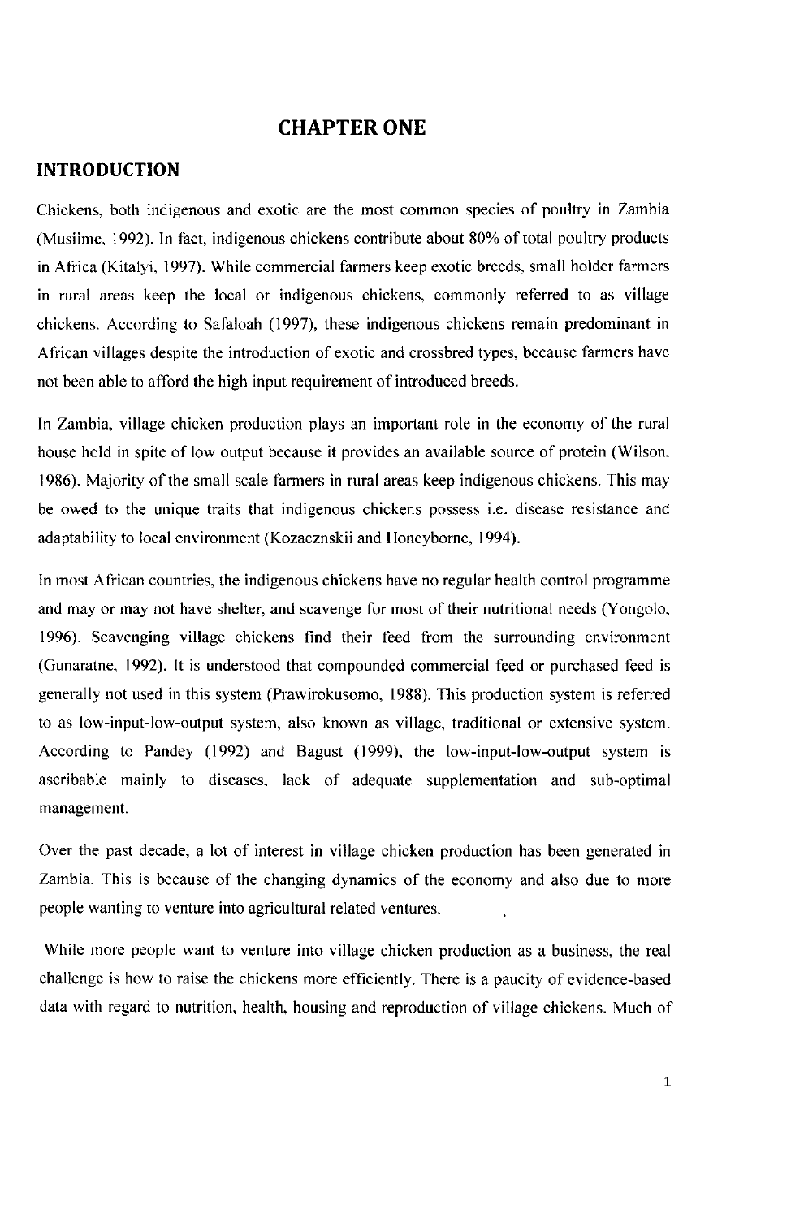# CHAPTER ONE

## INTRODUCTION

Chickens, both indigenous and exotic are the most common species of poultry in Zambia (Musiime, 1992). In fact, indigenous chickens contribute about 80% of total poultry products in Africa (Kitalyi, 1997). While commercial farmers keep exotic breeds, small holder farmers in rural areas keep the local or indigenous chickens, commonly referred to as village chickens. According to Safaloah (1997), these indigenous chickens remain predominant in African villages despite the introduction of exotic and crossbred types, because farmers have not been able to afford the high input requirement of introduced breeds.

In Zambia, village chicken production plays an important role in the economy of the rural house hold in spite of low output because it provides an available source of protein (Wilson, 1986). Majority of the small scale farmers in rural areas keep indigenous chickens. This may be owed to the unique traits that indigenous chickens possess i.e. disease resistance and adaptability to local environment (Kozacznskii and Honeyborne, 1994).

In most African countries, the indigenous chickens have no regular health control programme and may or may not have shelter, and scavenge for most of their nutritional needs (Yongolo, 1996). Scavenging village chickens find their feed from the surrounding environment (Gunaratne, 1992). It is understood that compounded commercial feed or purchased feed is generally not used in this system (Prawirokusomo, 1988). This production system is referred to as low-input-low-output system, also known as village, traditional or extensive system. According to Pandey (1992) and Bagust (1999), the low-input-low-output system is ascribable mainly to diseases, lack of adequate supplementation and sub-optimal management.

Over the past decade, a lot of interest in village chicken production has been generated in Zambia. This is because of the changing dynamics of the economy and also due to more people wanting to venture into agricultural related ventures.

While more people want to venture into village chicken production as a business, the real challenge is how to raise the chickens more efficiently. There is a paucity of evidence-based data with regard to nutrition, health, housing and reproduction of village chickens. Much of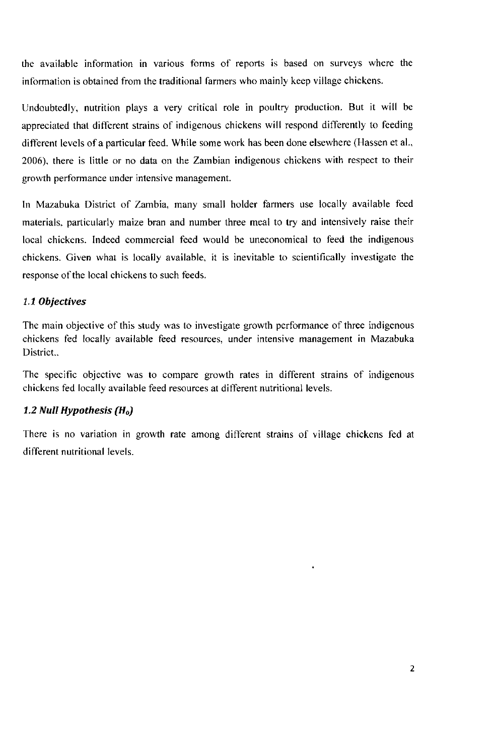the available information in various forms of reports is based on surveys where the information is obtained from the traditional farmers who mainly keep village chickens.

Undoubtedly, nutrition plays a very critical role in poultry production. But it will be appreciated that different strains of indigenous chickens will respond differently to feeding different levels of a particular feed. While some work has been done elsewhere (Hassen et al., 2006), there is little or no data on the Zambian indigenous chickens with respect to their growth performance under intensive management.

In Mazabuka District of Zambia, many small holder farmers use locally available feed materials, particularly maize bran and number three meal to try and intensively raise their local chickens. Indeed commercial feed would be uneconomical to feed the indigenous chickens. Given what is locally available, it is inevitable to scientifically investigate the response of the local chickens to such feeds.

### *1.1 Objectives*

The main objective of this study was to investigate growth performance of three indigenous chickens fed locally available feed resources, under intensive management in Mazabuka District..

The specific objective was to compare growth rates in different strains of indigenous chickens fed locally available feed resources at different nutritional levels.

### *1.2 Null Hypothesis ($H_o$)*

There is no variation in growth rate among different strains of village chickens fed at different nutritional levels.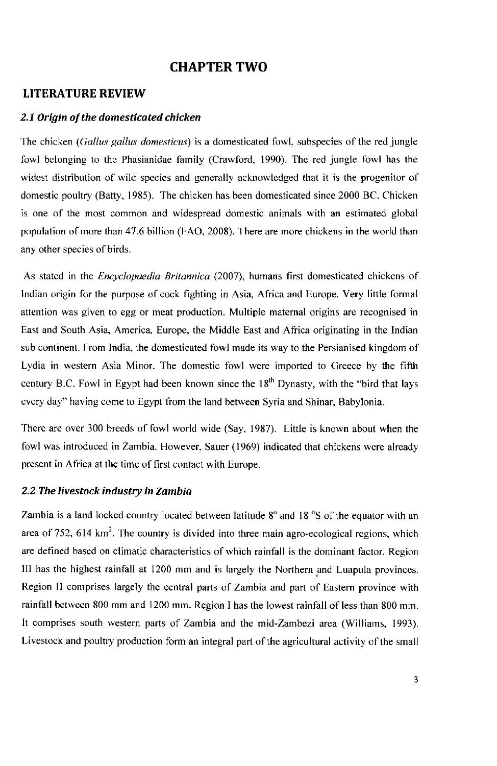# CHAPTER TWO

## LITERATURE REVIEW

### *2.1 Origin of the domesticated chicken*

The chicken (*Gallus gallus domesticus*) is a domesticated fowl, subspecies of the red jungle fowl belonging to the Phasianidae family (Crawford, 1990). The red jungle fowl has the widest distribution of wild species and generally acknowledged that it is the progenitor of domestic poultry (Batty, 1985). The chicken has been domesticated since 2000 BC. Chicken is one of the most common and widespread domestic animals with an estimated global population of more than 47.6 billion (FAO, 2008). There are more chickens in the world than any other species of birds.

As stated in the *Encyclopaedia Britannica* (2007), humans first domesticated chickens of Indian origin for the purpose of cock fighting in Asia, Africa and Europe. Very little formal attention was given to egg or meat production. Multiple maternal origins are recognised in East and South Asia, America, Europe, the Middle East and Africa originating in the Indian sub continent. From India, the domesticated fowl made its way to the Persianised kingdom of Lydia in western Asia Minor. The domestic fowl were imported to Greece by the fifth century B.C. Fowl in Egypt had been known since the $18^{th}$ Dynasty, with the "bird that lays every day" having come to Egypt from the land between Syria and Shinar, Babylonia.

There are over 300 breeds of fowl world wide (Say, 1987). Little is known about when the fowl was introduced in Zambia. However, Sauer (1969) indicated that chickens were already present in Africa at the time of first contact with Europe.

### *2.2 The livestock industry in Zambia*

Zambia is a land locked country located between latitude 8° and 18 °S of the equator with an area of 752, 614 km$^2$. The country is divided into three main agro-ecological regions, which are defined based on climatic characteristics of which rainfall is the dominant factor. Region III has the highest rainfall at 1200 mm and is largely the Northern and Luapula provinces. Region II comprises largely the central parts of Zambia and part of Eastern province with rainfall between 800 mm and 1200 mm. Region I has the lowest rainfall of less than 800 mm. It comprises south western parts of Zambia and the mid-Zambezi area (Williams, 1993). Livestock and poultry production form an integral part of the agricultural activity of the small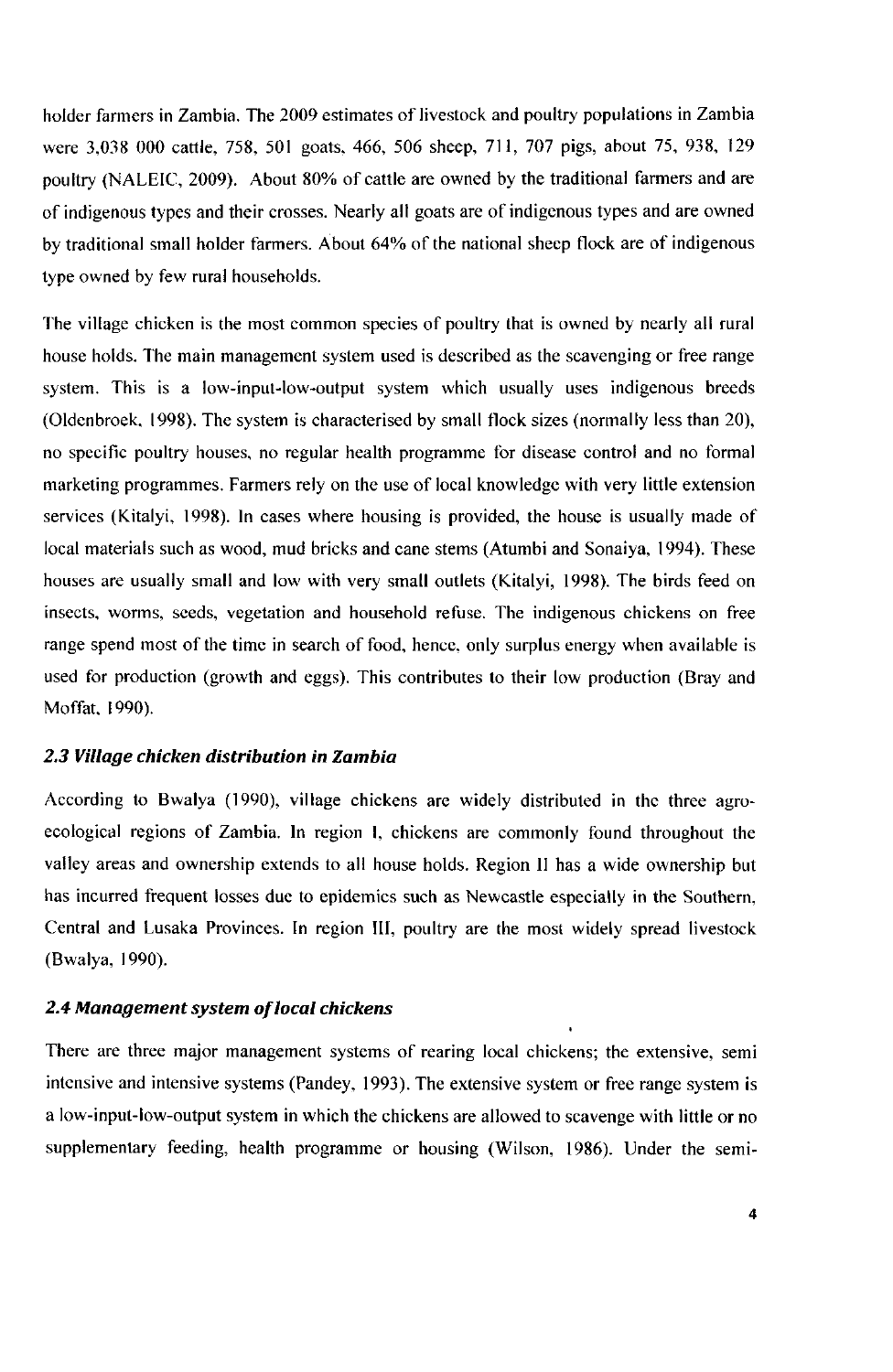holder farmers in Zambia. The 2009 estimates of livestock and poultry populations in Zambia were 3,038 000 cattle, 758, 501 goats, 466, 506 sheep, 711, 707 pigs, about 75, 938, 129 poultry (NALEIC, 2009). About 80% of cattle are owned by the traditional farmers and are of indigenous types and their crosses. Nearly all goats are of indigenous types and are owned by traditional small holder farmers. About 64% of the national sheep flock are of indigenous type owned by few rural households.

The village chicken is the most common species of poultry that is owned by nearly all rural house holds. The main management system used is described as the scavenging or free range system. This is a low-input-low-output system which usually uses indigenous breeds (Oldenbroek, 1998). The system is characterised by small flock sizes (normally less than 20), no specific poultry houses, no regular health programme for disease control and no formal marketing programmes. Farmers rely on the use of local knowledge with very little extension services (Kitalyi, 1998). In cases where housing is provided, the house is usually made of local materials such as wood, mud bricks and cane stems (Atumbi and Sonaiya, 1994). These houses are usually small and low with very small outlets (Kitalyi, 1998). The birds feed on insects, worms, seeds, vegetation and household refuse. The indigenous chickens on free range spend most of the time in search of food, hence, only surplus energy when available is used for production (growth and eggs). This contributes to their low production (Bray and Moffat, 1990).

### *2.3 Village chicken distribution in Zambia*

According to Bwalya (1990), village chickens are widely distributed in the three agro-ecological regions of Zambia. In region I, chickens are commonly found throughout the valley areas and ownership extends to all house holds. Region II has a wide ownership but has incurred frequent losses due to epidemics such as Newcastle especially in the Southern, Central and Lusaka Provinces. In region III, poultry are the most widely spread livestock (Bwalya, 1990).

### *2.4 Management system of local chickens*

There are three major management systems of rearing local chickens; the extensive, semi intensive and intensive systems (Pandey, 1993). The extensive system or free range system is a low-input-low-output system in which the chickens are allowed to scavenge with little or no supplementary feeding, health programme or housing (Wilson, 1986). Under the semi-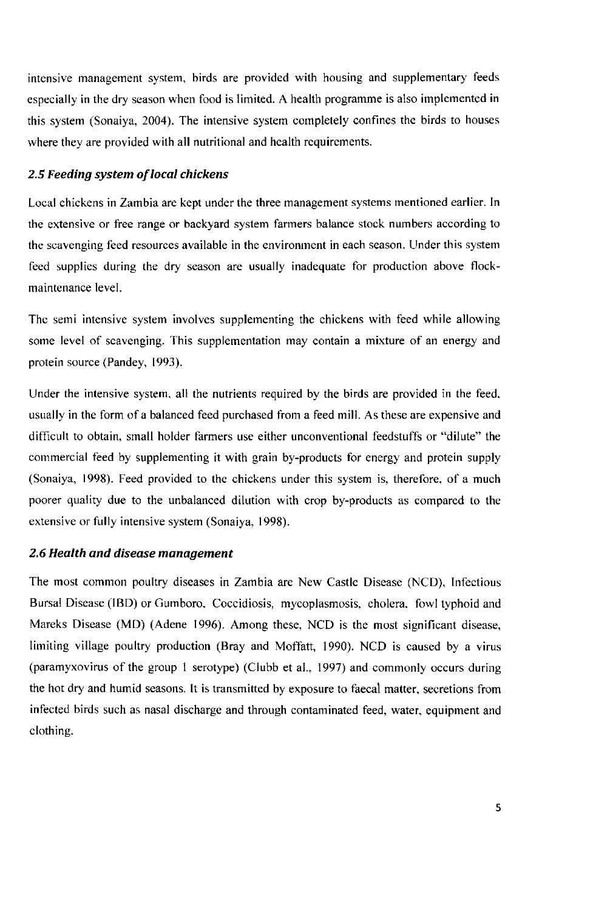intensive management system, birds are provided with housing and supplementary feeds especially in the dry season when food is limited. A health programme is also implemented in this system (Sonaiya, 2004). The intensive system completely confines the birds to houses where they are provided with all nutritional and health requirements.

### *2.5 Feeding system of local chickens*

Local chickens in Zambia are kept under the three management systems mentioned earlier. In the extensive or free range or backyard system farmers balance stock numbers according to the scavenging feed resources available in the environment in each season. Under this system feed supplies during the dry season are usually inadequate for production above flock-maintenance level.

The semi intensive system involves supplementing the chickens with feed while allowing some level of scavenging. This supplementation may contain a mixture of an energy and protein source (Pandey, 1993).

Under the intensive system, all the nutrients required by the birds are provided in the feed, usually in the form of a balanced feed purchased from a feed mill. As these are expensive and difficult to obtain, small holder farmers use either unconventional feedstuffs or "dilute" the commercial feed by supplementing it with grain by-products for energy and protein supply (Sonaiya, 1998). Feed provided to the chickens under this system is, therefore, of a much poorer quality due to the unbalanced dilution with crop by-products as compared to the extensive or fully intensive system (Sonaiya, 1998).

### *2.6 Health and disease management*

The most common poultry diseases in Zambia are New Castle Disease (NCD), Infectious Bursal Disease (IBD) or Gumboro, Coccidiosis, mycoplasmosis, cholera, fowl typhoid and Mareks Disease (MD) (Adene 1996). Among these, NCD is the most significant disease, limiting village poultry production (Bray and Moffatt, 1990). NCD is caused by a virus (paramyxovirus of the group 1 serotype) (Clubb et al., 1997) and commonly occurs during the hot dry and humid seasons. It is transmitted by exposure to faecal matter, secretions from infected birds such as nasal discharge and through contaminated feed, water, equipment and clothing.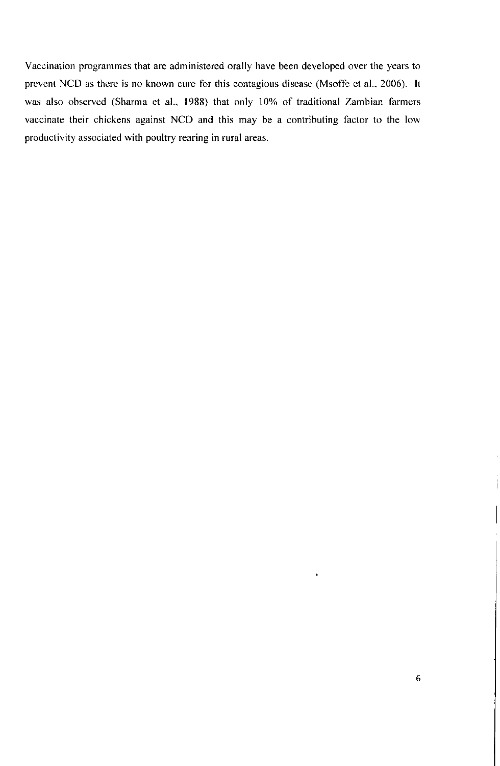Vaccination programmes that are administered orally have been developed over the years to prevent NCD as there is no known cure for this contagious disease (Msoffe et al., 2006). It was also observed (Sharma et al., 1988) that only 10% of traditional Zambian farmers vaccinate their chickens against NCD and this may be a contributing factor to the low productivity associated with poultry rearing in rural areas.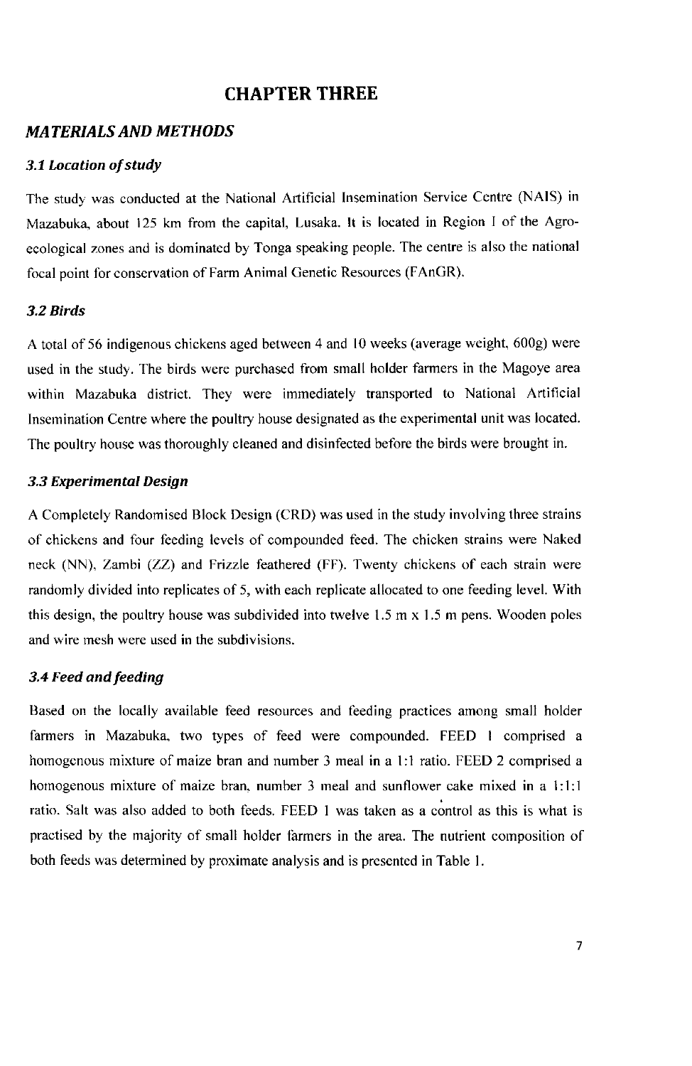# CHAPTER THREE

## *MATERIALS AND METHODS*

### *3.1 Location of study*

The study was conducted at the National Artificial Insemination Service Centre (NAIS) in Mazabuka, about 125 km from the capital, Lusaka. It is located in Region I of the Agro-ecological zones and is dominated by Tonga speaking people. The centre is also the national focal point for conservation of Farm Animal Genetic Resources (FAnGR).

### *3.2 Birds*

A total of 56 indigenous chickens aged between 4 and 10 weeks (average weight, 600g) were used in the study. The birds were purchased from small holder farmers in the Magoye area within Mazabuka district. They were immediately transported to National Artificial Insemination Centre where the poultry house designated as the experimental unit was located. The poultry house was thoroughly cleaned and disinfected before the birds were brought in.

### *3.3 Experimental Design*

A Completely Randomised Block Design (CRD) was used in the study involving three strains of chickens and four feeding levels of compounded feed. The chicken strains were Naked neck (NN), Zambi (ZZ) and Frizzle feathered (FF). Twenty chickens of each strain were randomly divided into replicates of 5, with each replicate allocated to one feeding level. With this design, the poultry house was subdivided into twelve 1.5 m x 1.5 m pens. Wooden poles and wire mesh were used in the subdivisions.

### *3.4 Feed and feeding*

Based on the locally available feed resources and feeding practices among small holder farmers in Mazabuka, two types of feed were compounded. FEED 1 comprised a homogenous mixture of maize bran and number 3 meal in a 1:1 ratio. FEED 2 comprised a homogenous mixture of maize bran, number 3 meal and sunflower cake mixed in a 1:1:1 ratio. Salt was also added to both feeds. FEED 1 was taken as a control as this is what is practised by the majority of small holder farmers in the area. The nutrient composition of both feeds was determined by proximate analysis and is presented in Table 1.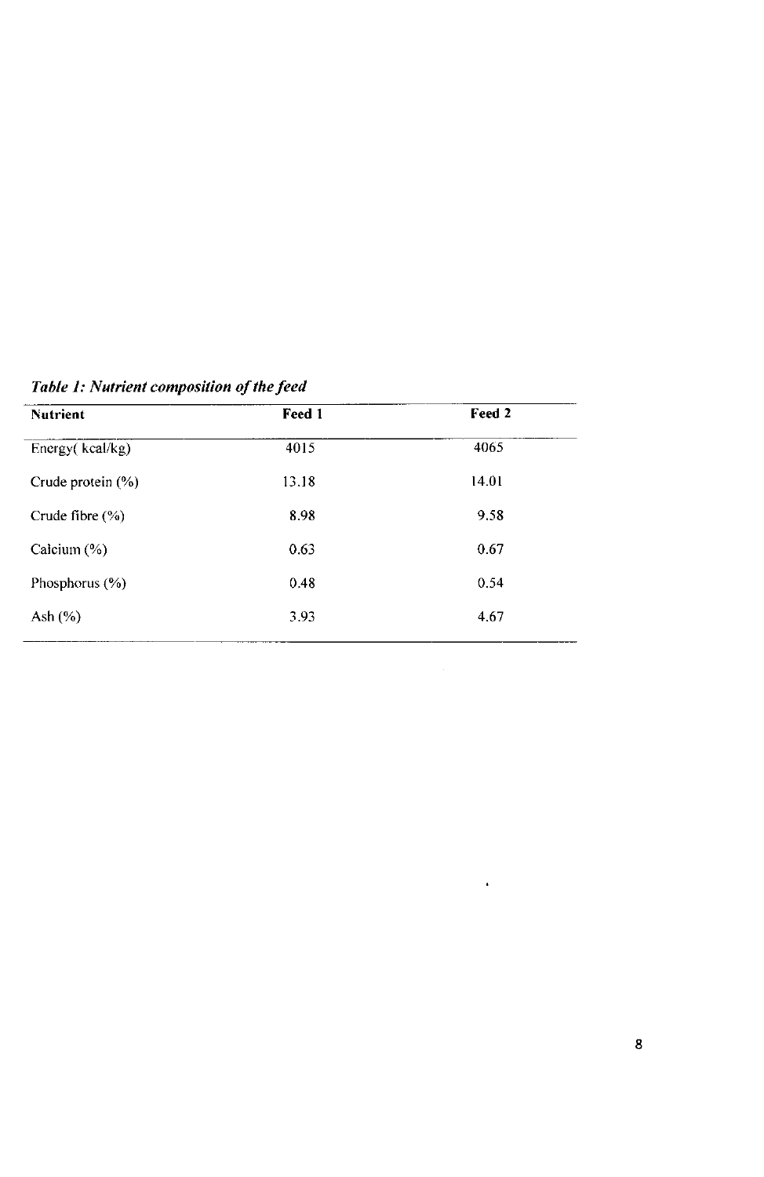*Table 1: Nutrient composition of the feed*

| Nutrient | Feed 1 | Feed 2 |
|---|---|---|
| Energy( kcal/kg) | 4015 | 4065 |
| Crude protein (%) | 13.18 | 14.01 |
| Crude fibre (%) | 8.98 | 9.58 |
| Calcium (%) | 0.63 | 0.67 |
| Phosphorus (%) | 0.48 | 0.54 |
| Ash (%) | 3.93 | 4.67 |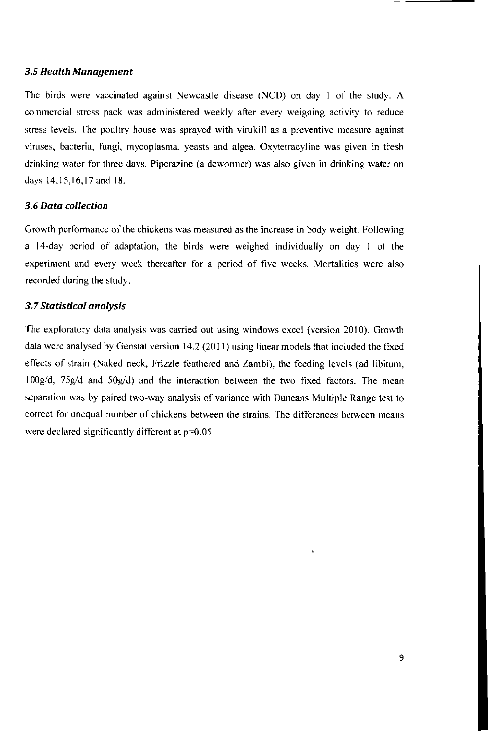### *3.5 Health Management*

The birds were vaccinated against Newcastle disease (NCD) on day 1 of the study. A commercial stress pack was administered weekly after every weighing activity to reduce stress levels. The poultry house was sprayed with virukill as a preventive measure against viruses, bacteria, fungi, mycoplasma, yeasts and algea. Oxytetracyline was given in fresh drinking water for three days. Piperazine (a dewormer) was also given in drinking water on days 14,15,16,17 and 18.

### *3.6 Data collection*

Growth performance of the chickens was measured as the increase in body weight. Following a 14-day period of adaptation, the birds were weighed individually on day 1 of the experiment and every week thereafter for a period of five weeks. Mortalities were also recorded during the study.

### *3.7 Statistical analysis*

The exploratory data analysis was carried out using windows excel (version 2010). Growth data were analysed by Genstat version 14.2 (2011) using linear models that included the fixed effects of strain (Naked neck, Frizzle feathered and Zambi), the feeding levels (ad libitum, 100g/d, 75g/d and 50g/d) and the interaction between the two fixed factors. The mean separation was by paired two-way analysis of variance with Duncans Multiple Range test to correct for unequal number of chickens between the strains. The differences between means were declared significantly different at $p=0.05$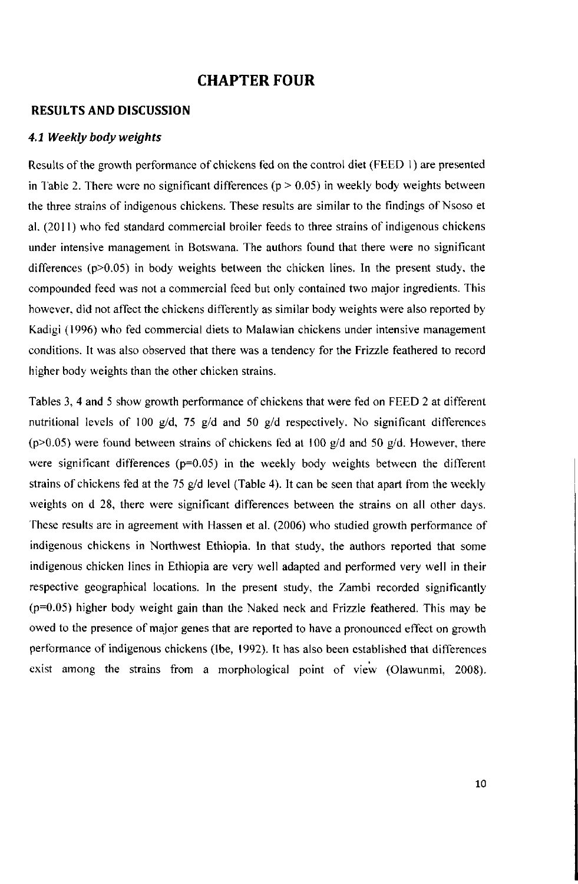# CHAPTER FOUR

## RESULTS AND DISCUSSION

### *4.1 Weekly body weights*

Results of the growth performance of chickens fed on the control diet (FEED 1) are presented in Table 2. There were no significant differences ($p > 0.05$) in weekly body weights between the three strains of indigenous chickens. These results are similar to the findings of Nsoso et al. (2011) who fed standard commercial broiler feeds to three strains of indigenous chickens under intensive management in Botswana. The authors found that there were no significant differences ($p>0.05$) in body weights between the chicken lines. In the present study, the compounded feed was not a commercial feed but only contained two major ingredients. This however, did not affect the chickens differently as similar body weights were also reported by Kadigi (1996) who fed commercial diets to Malawian chickens under intensive management conditions. It was also observed that there was a tendency for the Frizzle feathered to record higher body weights than the other chicken strains.

Tables 3, 4 and 5 show growth performance of chickens that were fed on FEED 2 at different nutritional levels of 100 g/d, 75 g/d and 50 g/d respectively. No significant differences ($p>0.05$) were found between strains of chickens fed at 100 g/d and 50 g/d. However, there were significant differences ($p=0.05$) in the weekly body weights between the different strains of chickens fed at the 75 g/d level (Table 4). It can be seen that apart from the weekly weights on d 28, there were significant differences between the strains on all other days. These results are in agreement with Hassen et al. (2006) who studied growth performance of indigenous chickens in Northwest Ethiopia. In that study, the authors reported that some indigenous chicken lines in Ethiopia are very well adapted and performed very well in their respective geographical locations. In the present study, the Zambi recorded significantly ($p=0.05$) higher body weight gain than the Naked neck and Frizzle feathered. This may be owed to the presence of major genes that are reported to have a pronounced effect on growth performance of indigenous chickens (Ibe, 1992). It has also been established that differences exist among the strains from a morphological point of view (Olawunmi, 2008).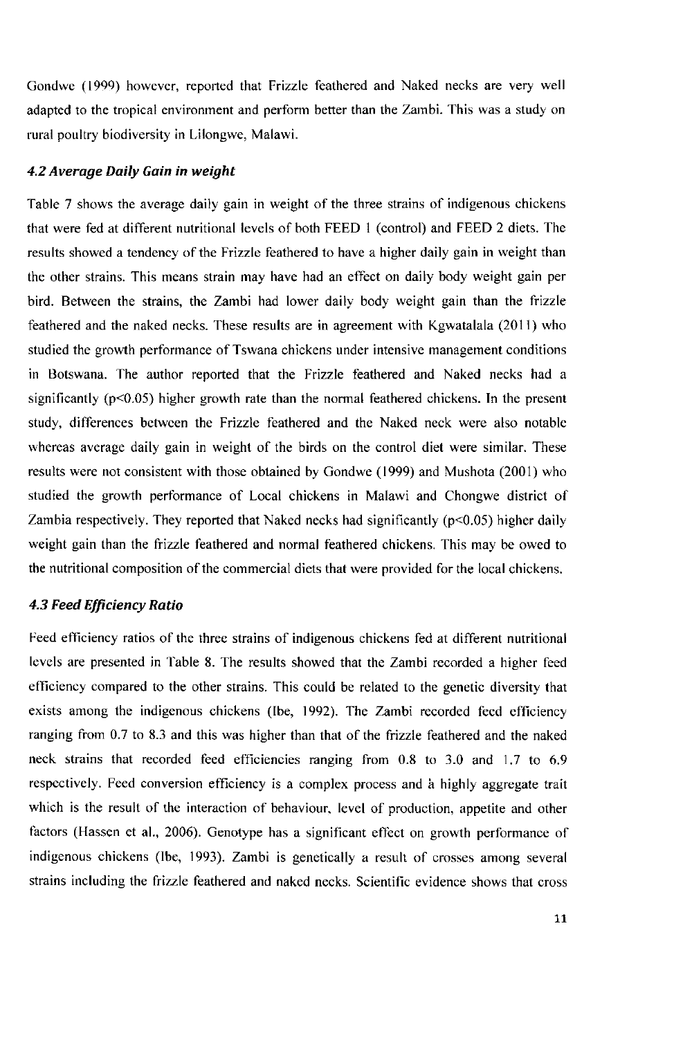Gondwe (1999) however, reported that Frizzle feathered and Naked necks are very well adapted to the tropical environment and perform better than the Zambi. This was a study on rural poultry biodiversity in Lilongwe, Malawi.

### *4.2 Average Daily Gain in weight*

Table 7 shows the average daily gain in weight of the three strains of indigenous chickens that were fed at different nutritional levels of both FEED 1 (control) and FEED 2 diets. The results showed a tendency of the Frizzle feathered to have a higher daily gain in weight than the other strains. This means strain may have had an effect on daily body weight gain per bird. Between the strains, the Zambi had lower daily body weight gain than the frizzle feathered and the naked necks. These results are in agreement with Kgwatalala (2011) who studied the growth performance of Tswana chickens under intensive management conditions in Botswana. The author reported that the Frizzle feathered and Naked necks had a significantly ($p<0.05$) higher growth rate than the normal feathered chickens. In the present study, differences between the Frizzle feathered and the Naked neck were also notable whereas average daily gain in weight of the birds on the control diet were similar. These results were not consistent with those obtained by Gondwe (1999) and Mushota (2001) who studied the growth performance of Local chickens in Malawi and Chongwe district of Zambia respectively. They reported that Naked necks had significantly ($p<0.05$) higher daily weight gain than the frizzle feathered and normal feathered chickens. This may be owed to the nutritional composition of the commercial diets that were provided for the local chickens.

### *4.3 Feed Efficiency Ratio*

Feed efficiency ratios of the three strains of indigenous chickens fed at different nutritional levels are presented in Table 8. The results showed that the Zambi recorded a higher feed efficiency compared to the other strains. This could be related to the genetic diversity that exists among the indigenous chickens (Ibe, 1992). The Zambi recorded feed efficiency ranging from 0.7 to 8.3 and this was higher than that of the frizzle feathered and the naked neck strains that recorded feed efficiencies ranging from 0.8 to 3.0 and 1.7 to 6.9 respectively. Feed conversion efficiency is a complex process and à highly aggregate trait which is the result of the interaction of behaviour, level of production, appetite and other factors (Hassen et al., 2006). Genotype has a significant effect on growth performance of indigenous chickens (Ibe, 1993). Zambi is genetically a result of crosses among several strains including the frizzle feathered and naked necks. Scientific evidence shows that cross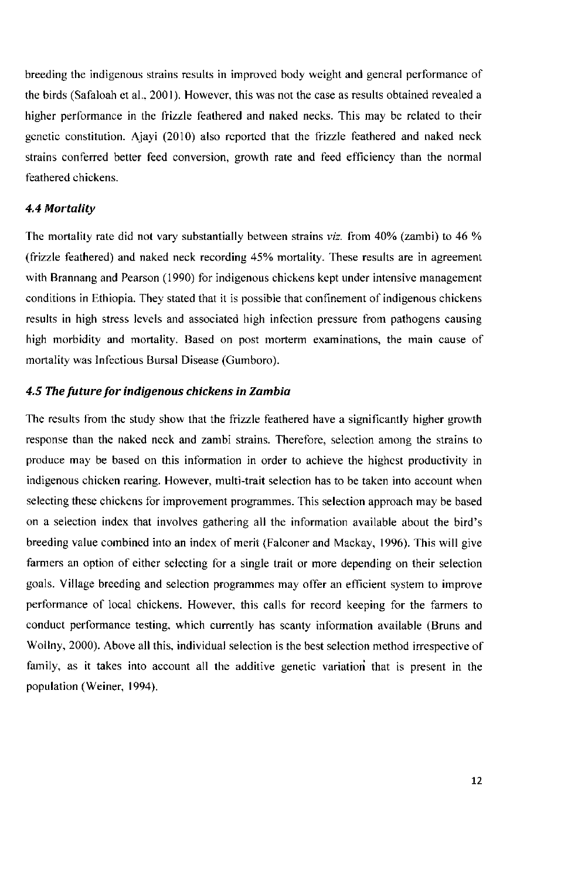breeding the indigenous strains results in improved body weight and general performance of the birds (Safaloah et al., 2001). However, this was not the case as results obtained revealed a higher performance in the frizzle feathered and naked necks. This may be related to their genetic constitution. Ajayi (2010) also reported that the frizzle feathered and naked neck strains conferred better feed conversion, growth rate and feed efficiency than the normal feathered chickens.

### *4.4 Mortality*

The mortality rate did not vary substantially between strains *viz.* from 40% (zambi) to 46 % (frizzle feathered) and naked neck recording 45% mortality. These results are in agreement with Brannang and Pearson (1990) for indigenous chickens kept under intensive management conditions in Ethiopia. They stated that it is possible that confinement of indigenous chickens results in high stress levels and associated high infection pressure from pathogens causing high morbidity and mortality. Based on post morterm examinations, the main cause of mortality was Infectious Bursal Disease (Gumboro).

### *4.5 The future for indigenous chickens in Zambia*

The results from the study show that the frizzle feathered have a significantly higher growth response than the naked neck and zambi strains. Therefore, selection among the strains to produce may be based on this information in order to achieve the highest productivity in indigenous chicken rearing. However, multi-trait selection has to be taken into account when selecting these chickens for improvement programmes. This selection approach may be based on a selection index that involves gathering all the information available about the bird's breeding value combined into an index of merit (Falconer and Mackay, 1996). This will give farmers an option of either selecting for a single trait or more depending on their selection goals. Village breeding and selection programmes may offer an efficient system to improve performance of local chickens. However, this calls for record keeping for the farmers to conduct performance testing, which currently has scanty information available (Bruns and Wollny, 2000). Above all this, individual selection is the best selection method irrespective of family, as it takes into account all the additive genetic variation that is present in the population (Weiner, 1994).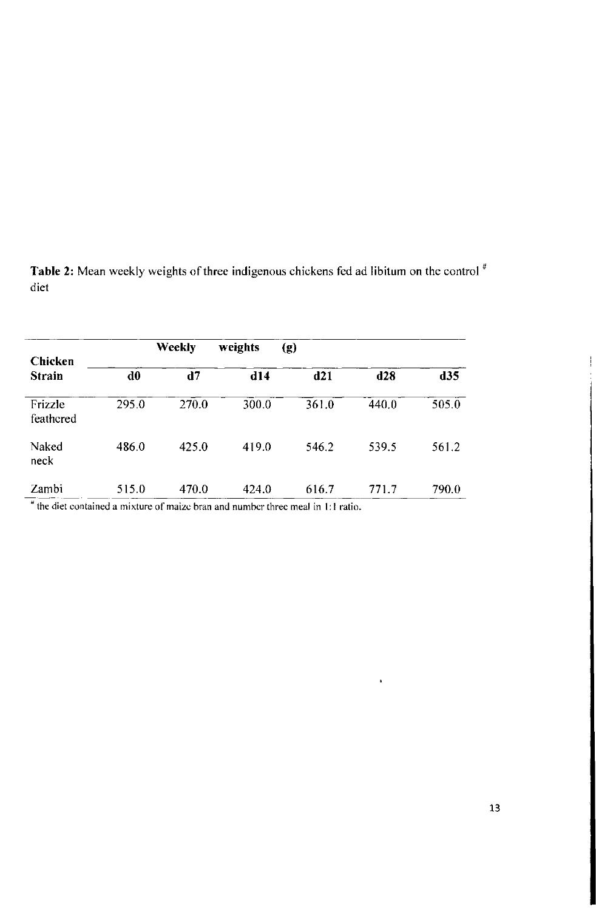**Table 2:** Mean weekly weights of three indigenous chickens fed ad libitum on the control [#] diet

| Chicken Strain | Weekly weights (g) | | | | | |
|---|---|---|---|---|---|---|
| | d0 | d7 | d14 | d21 | d28 | d35 |
| Frizzle feathered | 295.0 | 270.0 | 300.0 | 361.0 | 440.0 | 505.0 |
| Naked neck | 486.0 | 425.0 | 419.0 | 546.2 | 539.5 | 561.2 |
| Zambi | 515.0 | 470.0 | 424.0 | 616.7 | 771.7 | 790.0 |

[#] the diet contained a mixture of maize bran and number three meal in 1:1 ratio.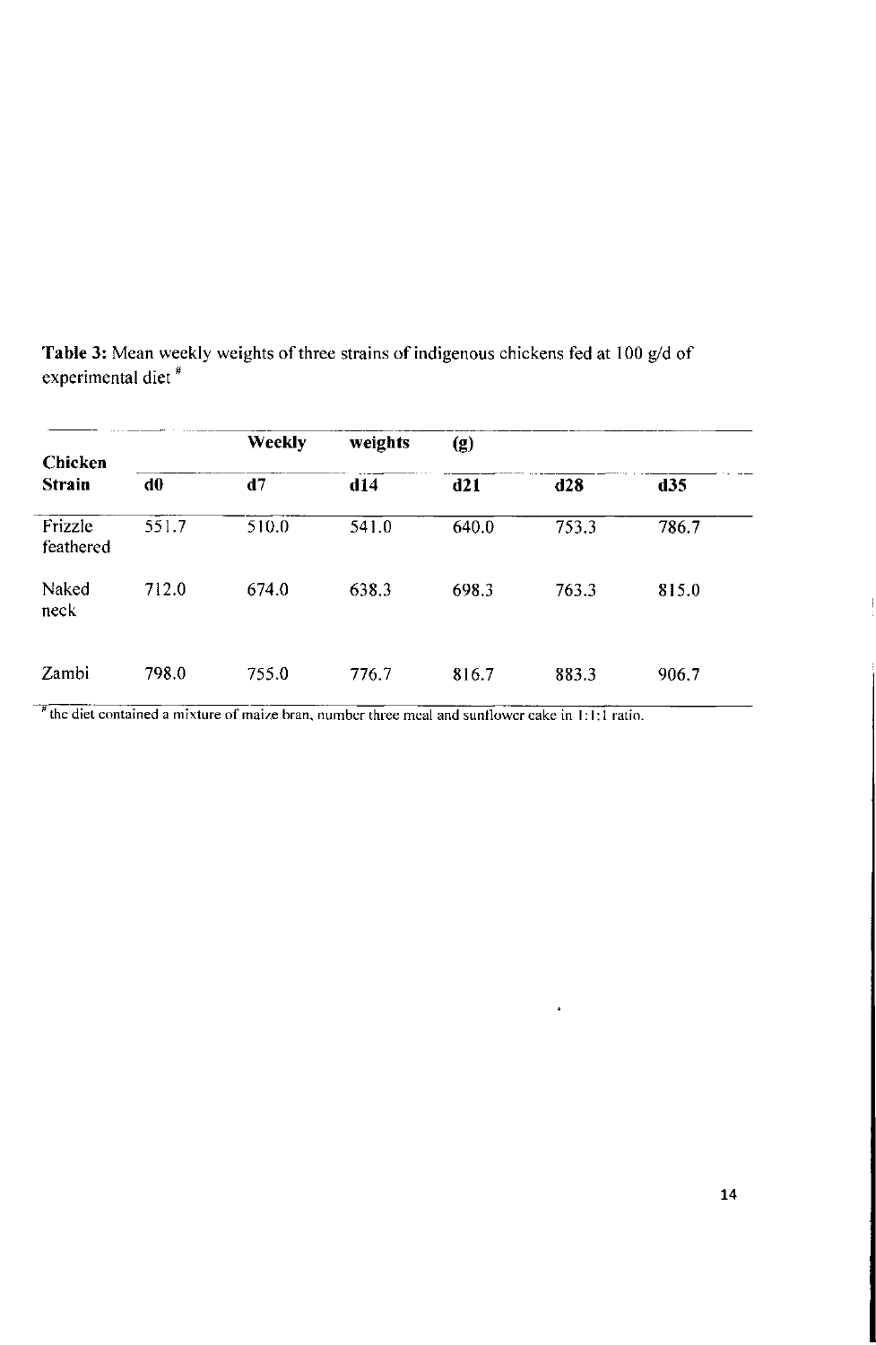**Table 3:** Mean weekly weights of three strains of indigenous chickens fed at 100 g/d of experimental diet [#]

| Chicken Strain | Weekly weights (g) | | | | | |
|---|---|---|---|---|---|---|
| | d0 | d7 | d14 | d21 | d28 | d35 |
| Frizzle feathered | 551.7 | 510.0 | 541.0 | 640.0 | 753.3 | 786.7 |
| Naked neck | 712.0 | 674.0 | 638.3 | 698.3 | 763.3 | 815.0 |
| Zambi | 798.0 | 755.0 | 776.7 | 816.7 | 883.3 | 906.7 |

[#] the diet contained a mixture of maize bran, number three meal and sunflower cake in 1:1:1 ratio.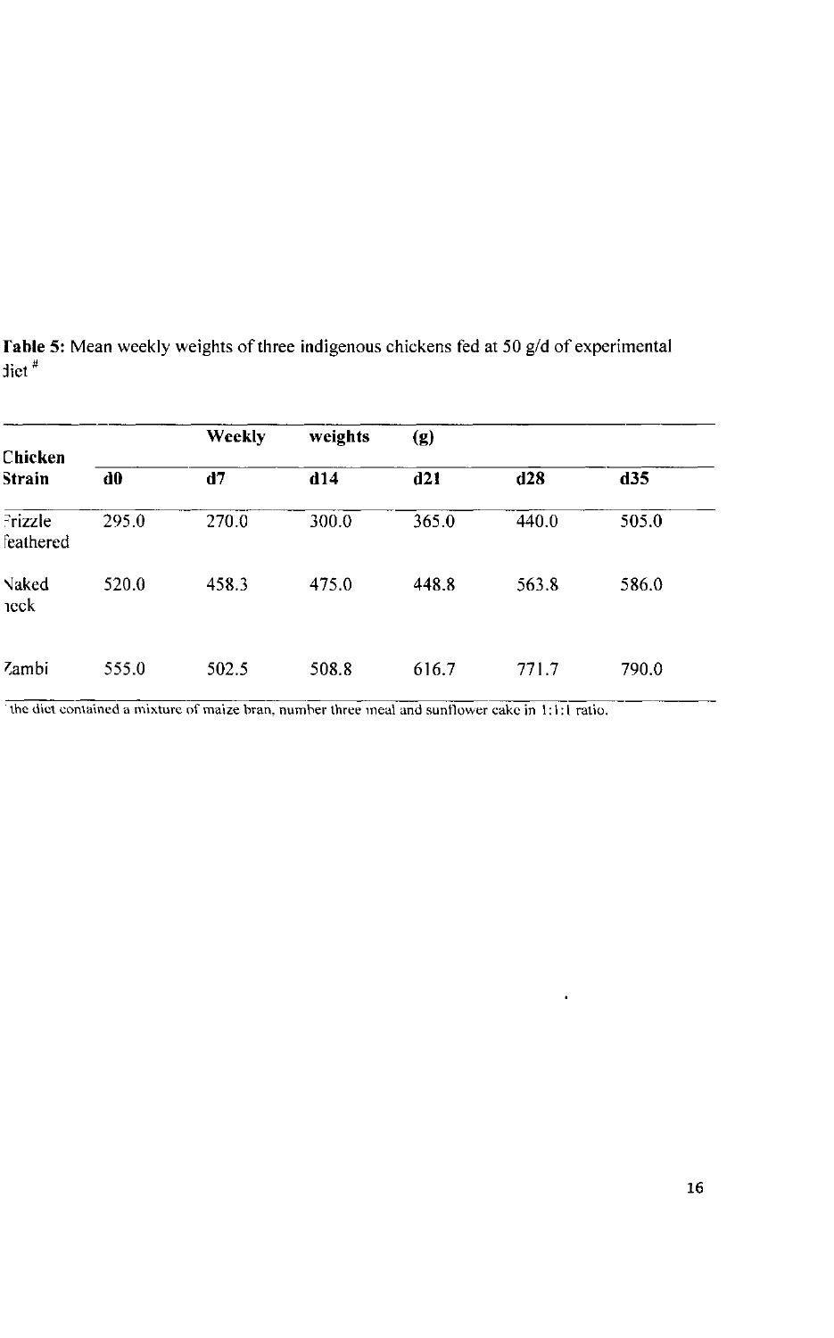**Table 5:** Mean weekly weights of three indigenous chickens fed at 50 g/d of experimental diet [#]

| Chicken Strain | Weekly weights (g) | | | | | |
|---|---|---|---|---|---|---|
| | **d0** | **d7** | **d14** | **d21** | **d28** | **d35** |
| Frizzle feathered | 295.0 | 270.0 | 300.0 | 365.0 | 440.0 | 505.0 |
| Naked neck | 520.0 | 458.3 | 475.0 | 448.8 | 563.8 | 586.0 |
| Zambi | 555.0 | 502.5 | 508.8 | 616.7 | 771.7 | 790.0 |

[#] the diet contained a mixture of maize bran, number three meal and sunflower cake in 1:1:1 ratio.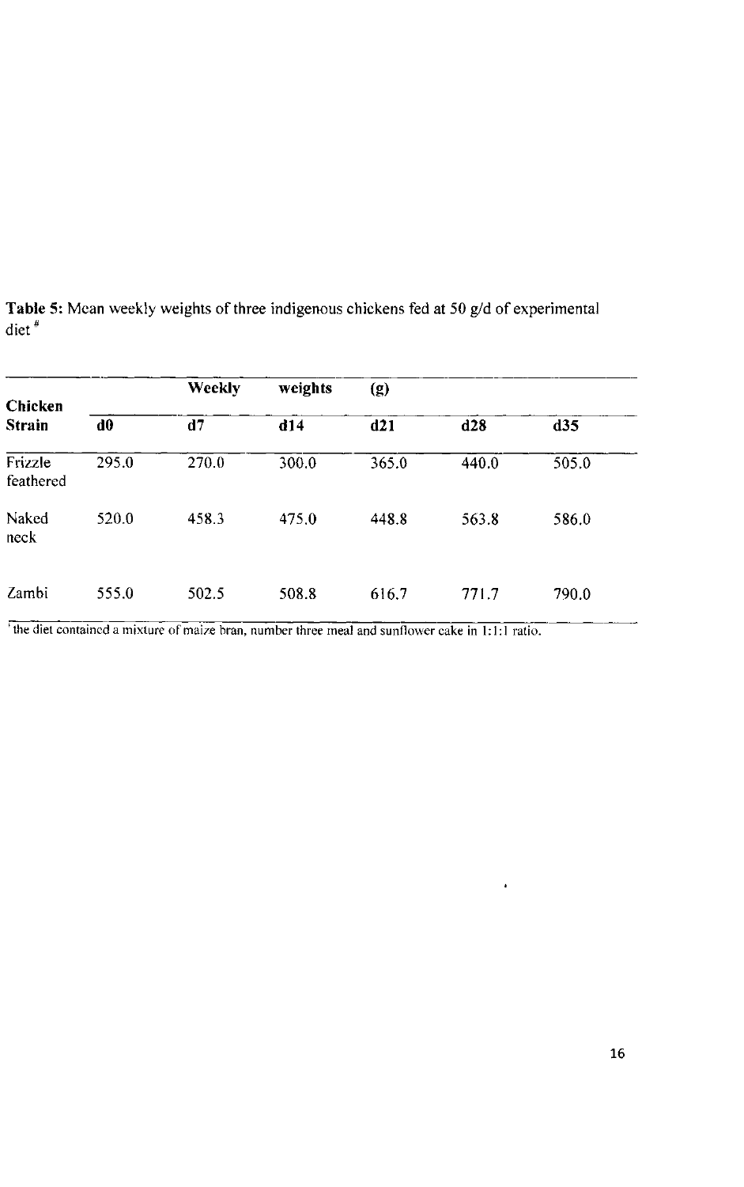**Table 5:** Mean weekly weights of three indigenous chickens fed at 50 g/d of experimental diet [#]

| Chicken Strain | Weekly weights (g) | | | | | |
|---|---|---|---|---|---|---|
| | d0 | d7 | d14 | d21 | d28 | d35 |
| Frizzle feathered | 295.0 | 270.0 | 300.0 | 365.0 | 440.0 | 505.0 |
| Naked neck | 520.0 | 458.3 | 475.0 | 448.8 | 563.8 | 586.0 |
| Zambi | 555.0 | 502.5 | 508.8 | 616.7 | 771.7 | 790.0 |

[#] the diet contained a mixture of maize bran, number three meal and sunflower cake in 1:1:1 ratio.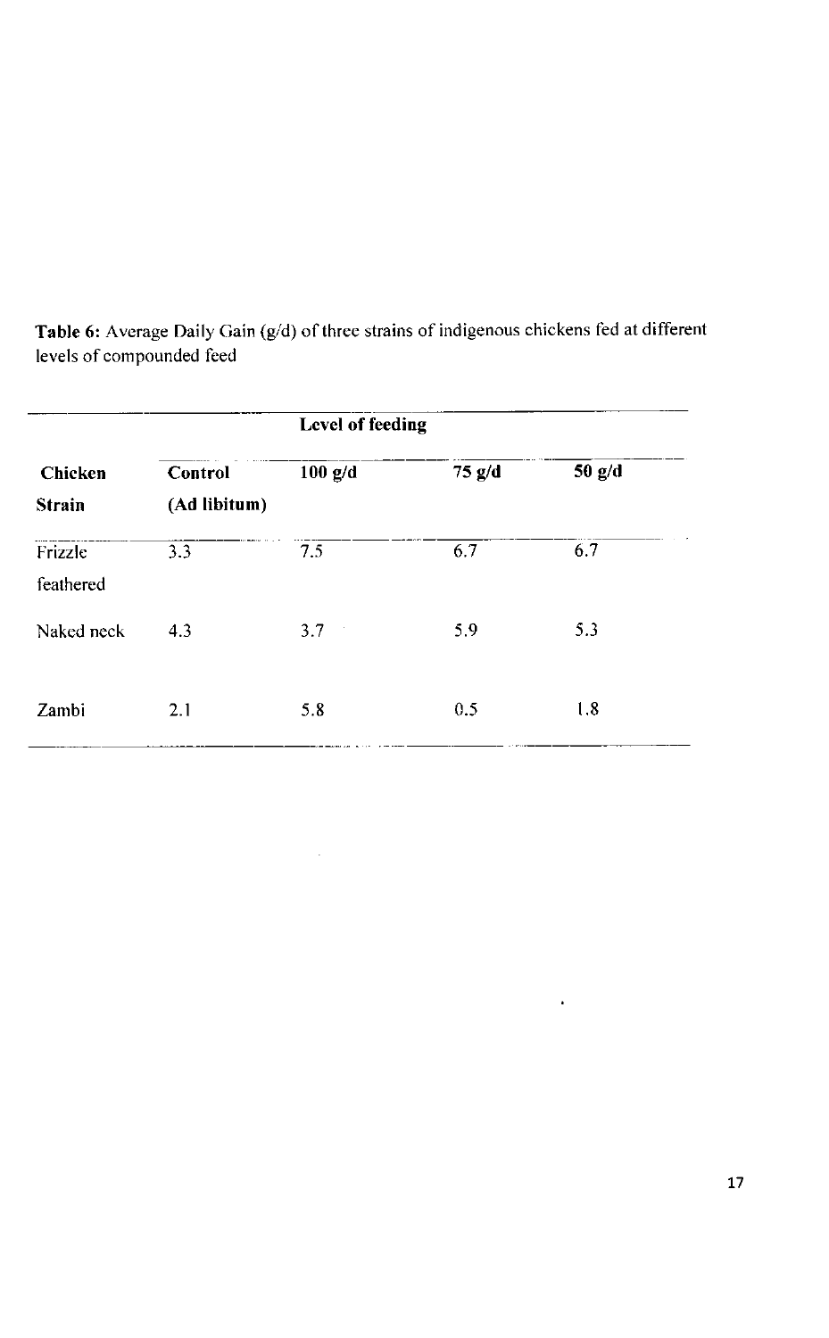**Table 6:** Average Daily Gain (g/d) of three strains of indigenous chickens fed at different levels of compounded feed

| | Level of feeding | | | |
|---|---|---|---|---|
| **Chicken Strain** | **Control (Ad libitum)** | **100 g/d** | **75 g/d** | **50 g/d** |
| Frizzle feathered | 3.3 | 7.5 | 6.7 | 6.7 |
| Naked neck | 4.3 | 3.7 | 5.9 | 5.3 |
| Zambi | 2.1 | 5.8 | 0.5 | 1.8 |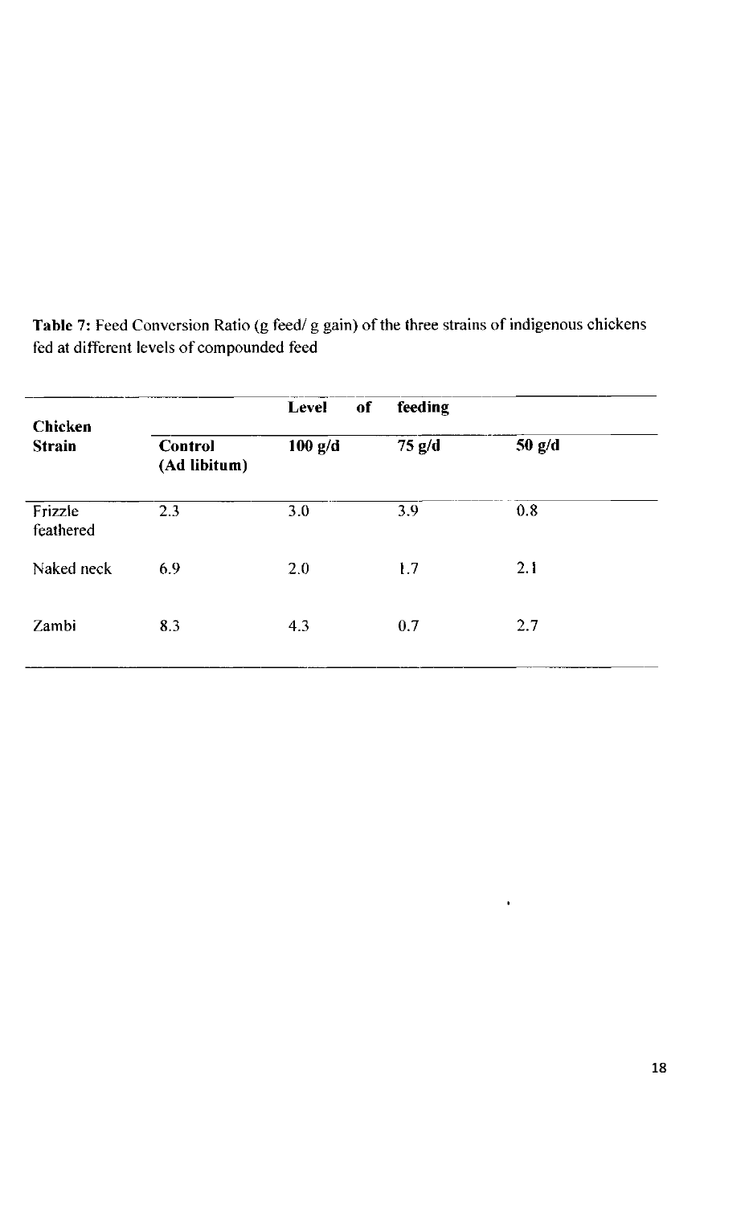**Table 7:** Feed Conversion Ratio (g feed/ g gain) of the three strains of indigenous chickens fed at different levels of compounded feed

| Chicken Strain | Level of feeding | | | |
|---|---|---|---|---|
| | **Control (Ad libitum)** | **100 g/d** | **75 g/d** | **50 g/d** |
| Frizzle feathered | 2.3 | 3.0 | 3.9 | 0.8 |
| Naked neck | 6.9 | 2.0 | 1.7 | 2.1 |
| Zambi | 8.3 | 4.3 | 0.7 | 2.7 |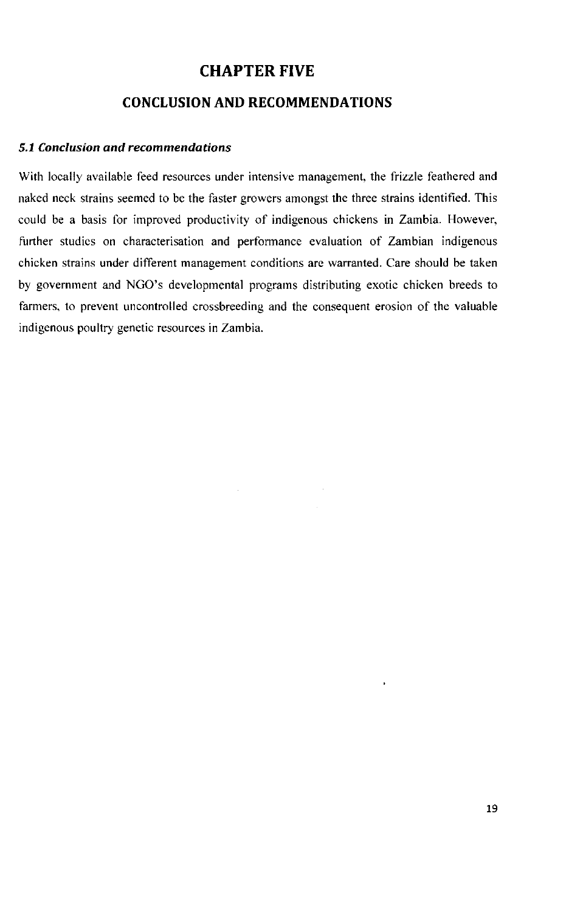# CHAPTER FIVE

# CONCLUSION AND RECOMMENDATIONS

### *5.1 Conclusion and recommendations*

With locally available feed resources under intensive management, the frizzle feathered and naked neck strains seemed to be the faster growers amongst the three strains identified. This could be a basis for improved productivity of indigenous chickens in Zambia. However, further studies on characterisation and performance evaluation of Zambian indigenous chicken strains under different management conditions are warranted. Care should be taken by government and NGO's developmental programs distributing exotic chicken breeds to farmers, to prevent uncontrolled crossbreeding and the consequent erosion of the valuable indigenous poultry genetic resources in Zambia.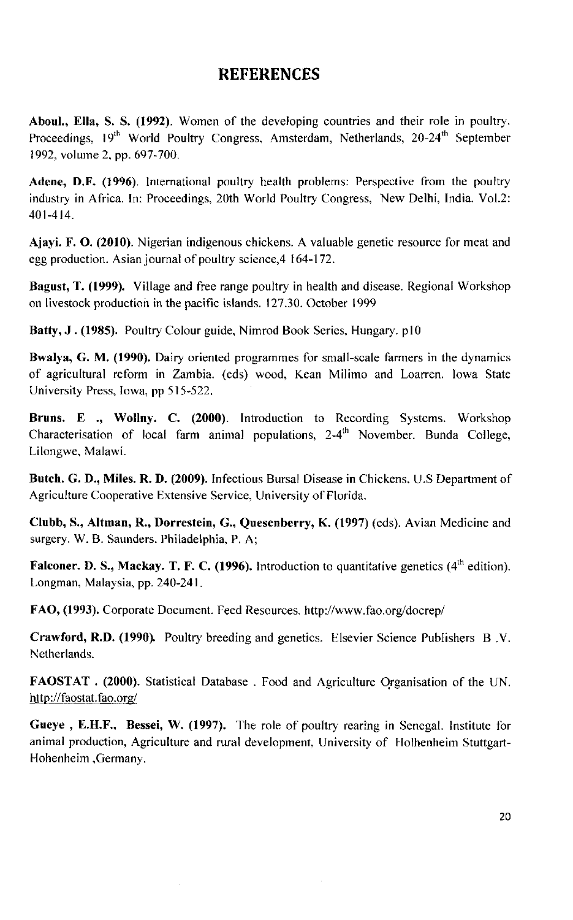## REFERENCES

**Aboul., Ella, S. S. (1992).** Women of the developing countries and their role in poultry. Proceedings, 19th World Poultry Congress, Amsterdam, Netherlands, 20-24th September 1992, volume 2, pp. 697-700.

**Adene, D.F. (1996).** International poultry health problems: Perspective from the poultry industry in Africa. In: Proceedings, 20th World Poultry Congress, New Delhi, India. Vol.2: 401-414.

**Ajayi. F. O. (2010).** Nigerian indigenous chickens. A valuable genetic resource for meat and egg production. Asian journal of poultry science,4 164-172.

**Bagust, T. (1999).** Village and free range poultry in health and disease. Regional Workshop on livestock production in the pacific islands. 127.30. October 1999

**Batty, J . (1985).** Poultry Colour guide, Nimrod Book Series, Hungary. p10

**Bwalya, G. M. (1990).** Dairy oriented programmes for small-scale farmers in the dynamics of agricultural reform in Zambia. (eds) wood, Kean Milimo and Loarren. Iowa State University Press, Iowa, pp 515-522.

**Bruns. E ., Wollny. C. (2000).** Introduction to Recording Systems. Workshop Characterisation of local farm animal populations, 2-4th November. Bunda College, Lilongwe, Malawi.

**Butch. G. D., Miles. R. D. (2009).** Infectious Bursal Disease in Chickens. U.S Department of Agriculture Cooperative Extensive Service, University of Florida.

**Clubb, S., Altman, R., Dorrestein, G., Quesenberry, K. (1997)** (eds). Avian Medicine and surgery. W. B. Saunders. Philadelphia, P. A;

**Falconer. D. S., Mackay. T. F. C. (1996).** Introduction to quantitative genetics (4th edition). Longman, Malaysia, pp. 240-241.

**FAO, (1993).** Corporate Document. Feed Resources. http://www.fao.org/docrep/

**Crawford, R.D. (1990).** Poultry breeding and genetics. Elsevier Science Publishers B .V. Netherlands.

**FAOSTAT . (2000).** Statistical Database . Food and Agriculture Organisation of the UN. http://faostat.fao.org/

**Gueye , E.H.F., Bessei, W. (1997).** The role of poultry rearing in Senegal. Institute for animal production, Agriculture and rural development, University of Holhenheim Stuttgart-Hohenheim ,Germany.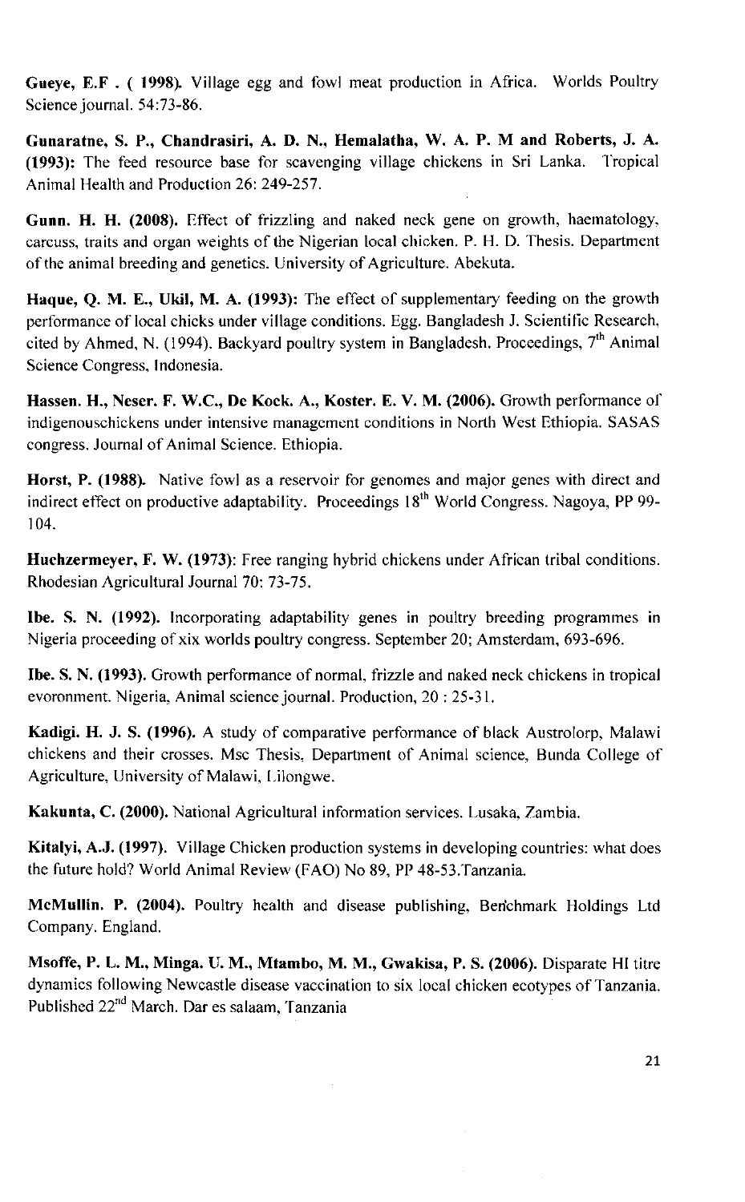**Gueye, E.F . ( 1998).** Village egg and fowl meat production in Africa. Worlds Poultry Science journal. 54:73-86.

**Gunaratne, S. P., Chandrasiri, A. D. N., Hemalatha, W. A. P. M and Roberts, J. A. (1993):** The feed resource base for scavenging village chickens in Sri Lanka. Tropical Animal Health and Production 26: 249-257.

**Gunn. H. H. (2008).** Effect of frizzling and naked neck gene on growth, haematology, carcuss, traits and organ weights of the Nigerian local chicken. P. H. D. Thesis. Department of the animal breeding and genetics. University of Agriculture. Abekuta.

**Haque, Q. M. E., Ukil, M. A. (1993):** The effect of supplementary feeding on the growth performance of local chicks under village conditions. Egg. Bangladesh J. Scientific Research, cited by Ahmed, N. (1994). Backyard poultry system in Bangladesh. Proceedings, 7[th] Animal Science Congress, Indonesia.

**Hassen. H., Neser. F. W.C., De Kock. A., Koster. E. V. M. (2006).** Growth performance of indigenouschickens under intensive management conditions in North West Ethiopia. SASAS congress. Journal of Animal Science. Ethiopia.

**Horst, P. (1988).** Native fowl as a reservoir for genomes and major genes with direct and indirect effect on productive adaptability. Proceedings 18[th] World Congress. Nagoya, PP 99-104.

**Huchzermeyer, F. W. (1973):** Free ranging hybrid chickens under African tribal conditions. Rhodesian Agricultural Journal 70: 73-75.

**Ibe. S. N. (1992).** Incorporating adaptability genes in poultry breeding programmes in Nigeria proceeding of xix worlds poultry congress. September 20; Amsterdam, 693-696.

**Ibe. S. N. (1993).** Growth performance of normal, frizzle and naked neck chickens in tropical evoronment. Nigeria, Animal science journal. Production, 20 : 25-31.

**Kadigi. H. J. S. (1996).** A study of comparative performance of black Austrolorp, Malawi chickens and their crosses. Msc Thesis, Department of Animal science, Bunda College of Agriculture, University of Malawi, Lilongwe.

**Kakunta, C. (2000).** National Agricultural information services. Lusaka, Zambia.

**Kitalyi, A.J. (1997).** Village Chicken production systems in developing countries: what does the future hold? World Animal Review (FAO) No 89, PP 48-53.Tanzania.

**McMullin. P. (2004).** Poultry health and disease publishing, Benchmark Holdings Ltd Company. England.

**Msoffe, P. L. M., Minga. U. M., Mtambo, M. M., Gwakisa, P. S. (2006).** Disparate HI titre dynamics following Newcastle disease vaccination to six local chicken ecotypes of Tanzania. Published 22[nd] March. Dar es salaam, Tanzania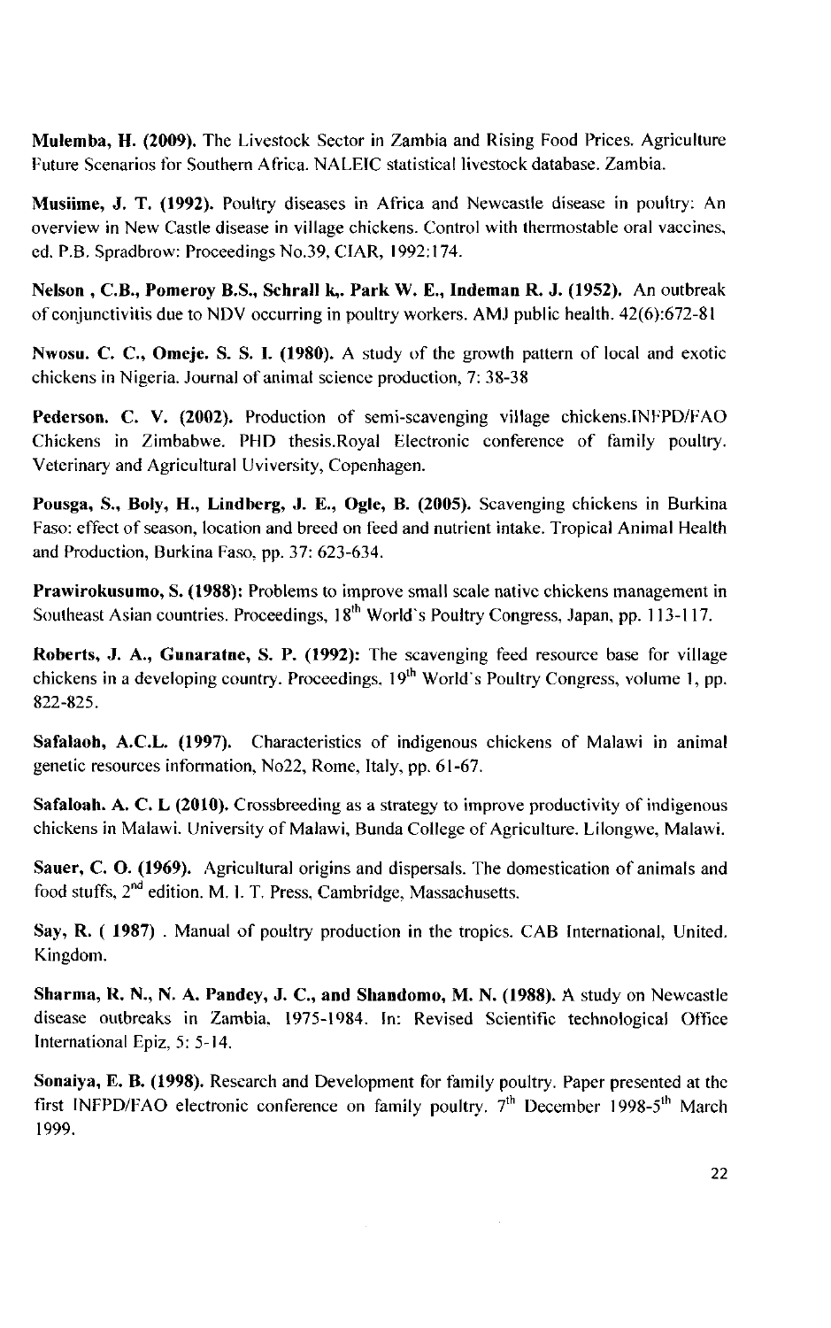**Mulemba, H. (2009).** The Livestock Sector in Zambia and Rising Food Prices. Agriculture Future Scenarios for Southern Africa. NALEIC statistical livestock database. Zambia.

**Musiime, J. T. (1992).** Poultry diseases in Africa and Newcastle disease in poultry: An overview in New Castle disease in village chickens. Control with thermostable oral vaccines, ed. P.B. Spradbrow: Proceedings No.39, CIAR, 1992:174.

**Nelson , C.B., Pomeroy B.S., Schrall k,. Park W. E., Indeman R. J. (1952).** An outbreak of conjunctivitis due to NDV occurring in poultry workers. AMJ public health. 42(6):672-81

**Nwosu. C. C., Omeje. S. S. I. (1980).** A study of the growth pattern of local and exotic chickens in Nigeria. Journal of animal science production, 7: 38-38

**Pederson. C. V. (2002).** Production of semi-scavenging village chickens.INFPD/FAO Chickens in Zimbabwe. PHD thesis.Royal Electronic conference of family poultry. Veterinary and Agricultural Uviversity, Copenhagen.

**Pousga, S., Boly, H., Lindberg, J. E., Ogle, B. (2005).** Scavenging chickens in Burkina Faso: effect of season, location and breed on feed and nutrient intake. Tropical Animal Health and Production, Burkina Faso, pp. 37: 623-634.

**Prawirokusumo, S. (1988):** Problems to improve small scale native chickens management in Southeast Asian countries. Proceedings, 18th World's Poultry Congress, Japan, pp. 113-117.

**Roberts, J. A., Gunaratne, S. P. (1992):** The scavenging feed resource base for village chickens in a developing country. Proceedings, 19th World's Poultry Congress, volume 1, pp. 822-825.

**Safalaoh, A.C.L. (1997).** Characteristics of indigenous chickens of Malawi in animal genetic resources information, No22, Rome, Italy, pp. 61-67.

**Safaloah. A. C. L (2010).** Crossbreeding as a strategy to improve productivity of indigenous chickens in Malawi. University of Malawi, Bunda College of Agriculture. Lilongwe, Malawi.

**Sauer, C. O. (1969).** Agricultural origins and dispersals. The domestication of animals and food stuffs, 2nd edition. M. I. T. Press, Cambridge, Massachusetts.

**Say, R. ( 1987)** . Manual of poultry production in the tropics. CAB International, United. Kingdom.

**Sharma, R. N., N. A. Pandey, J. C., and Shandomo, M. N. (1988).** A study on Newcastle disease outbreaks in Zambia, 1975-1984. In: Revised Scientific technological Office International Epiz, 5: 5-14.

**Sonaiya, E. B. (1998).** Research and Development for family poultry. Paper presented at the first INFPD/FAO electronic conference on family poultry. 7th December 1998-5th March 1999.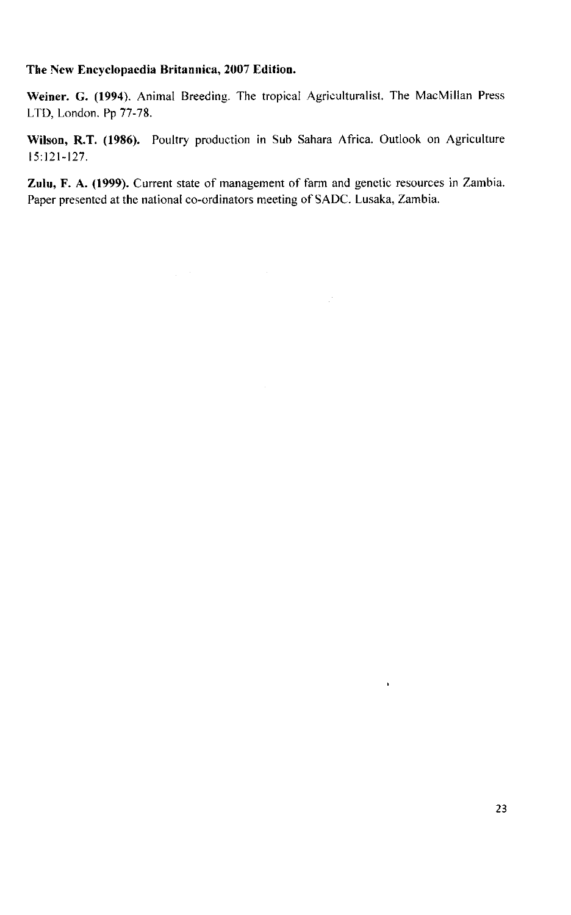**The New Encyclopaedia Britannica, 2007 Edition.**

**Weiner. G. (1994).** Animal Breeding. The tropical Agriculturalist. The MacMillan Press LTD, London. Pp 77-78.

**Wilson, R.T. (1986).** Poultry production in Sub Sahara Africa. Outlook on Agriculture 15:121-127.

**Zulu, F. A. (1999).** Current state of management of farm and genetic resources in Zambia. Paper presented at the national co-ordinators meeting of SADC. Lusaka, Zambia.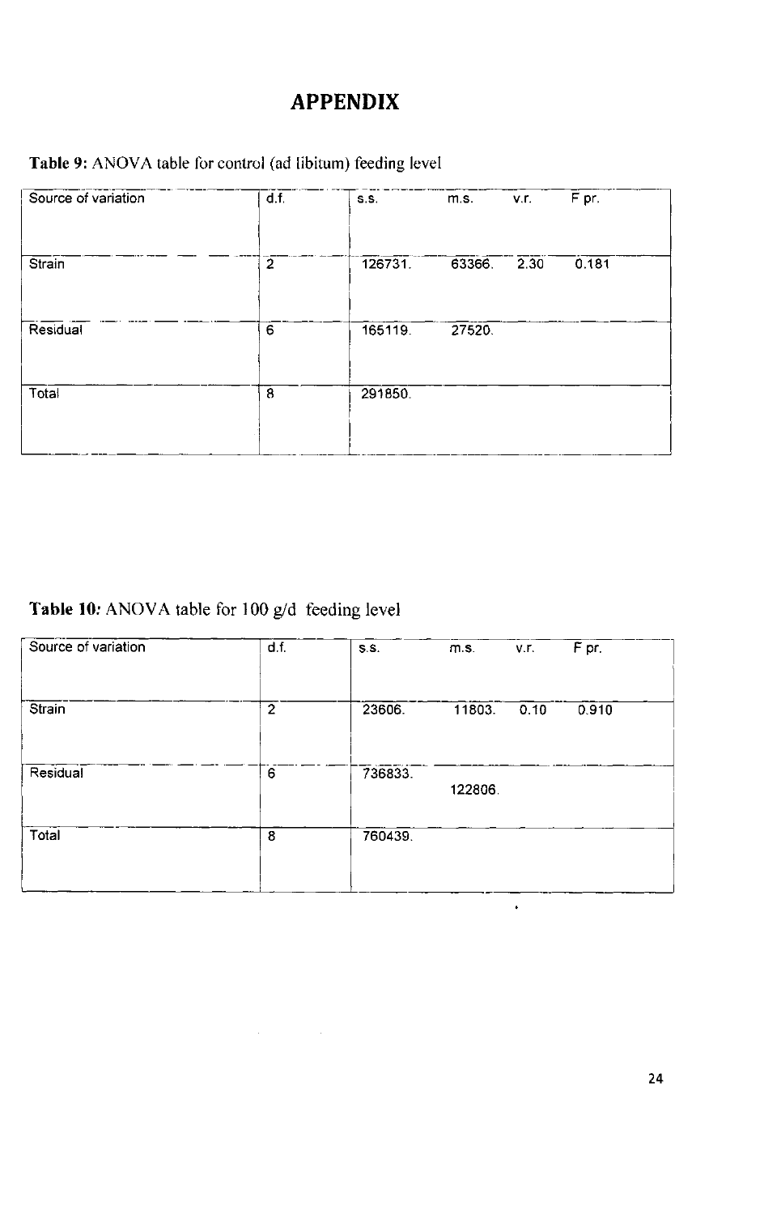# APPENDIX

**Table 9:** ANOVA table for control (ad libitum) feeding level

| Source of variation | d.f. | s.s. | m.s. | v.r. | F pr. |
|---|---|---|---|---|---|
| Strain | 2 | 126731. | 63366. | 2.30 | 0.181 |
| Residual | 6 | 165119. | 27520. | | |
| Total | 8 | 291850. | | | |

**Table 10:** ANOVA table for 100 g/d feeding level

| Source of variation | d.f. | s.s. | m.s. | v.r. | F pr. |
|---|---|---|---|---|---|
| Strain | 2 | 23606. | 11803. | 0.10 | 0.910 |
| Residual | 6 | 736833. | 122806. | | |
| Total | 8 | 760439. | | | |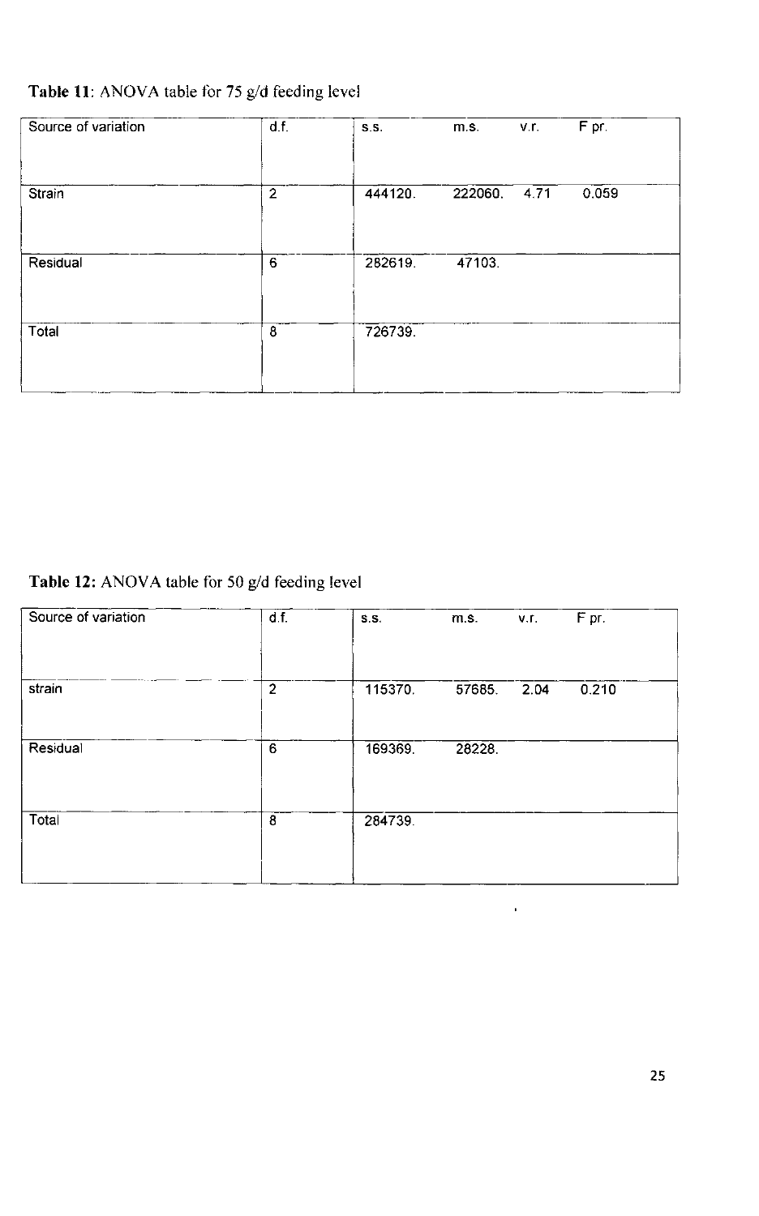**Table 11**: ANOVA table for 75 g/d feeding level

| Source of variation | d.f. | s.s. | m.s. | v.r. | F pr. |
|---|---|---|---|---|---|
| Strain | 2 | 444120. | 222060. | 4.71 | 0.059 |
| Residual | 6 | 282619. | 47103. | | |
| Total | 8 | 726739. | | | |

**Table 12:** ANOVA table for 50 g/d feeding level

| Source of variation | d.f. | s.s. | m.s. | v.r. | F pr. |
|---|---|---|---|---|---|
| strain | 2 | 115370. | 57685. | 2.04 | 0.210 |
| Residual | 6 | 169369. | 28228. | | |
| Total | 8 | 284739. | | | |